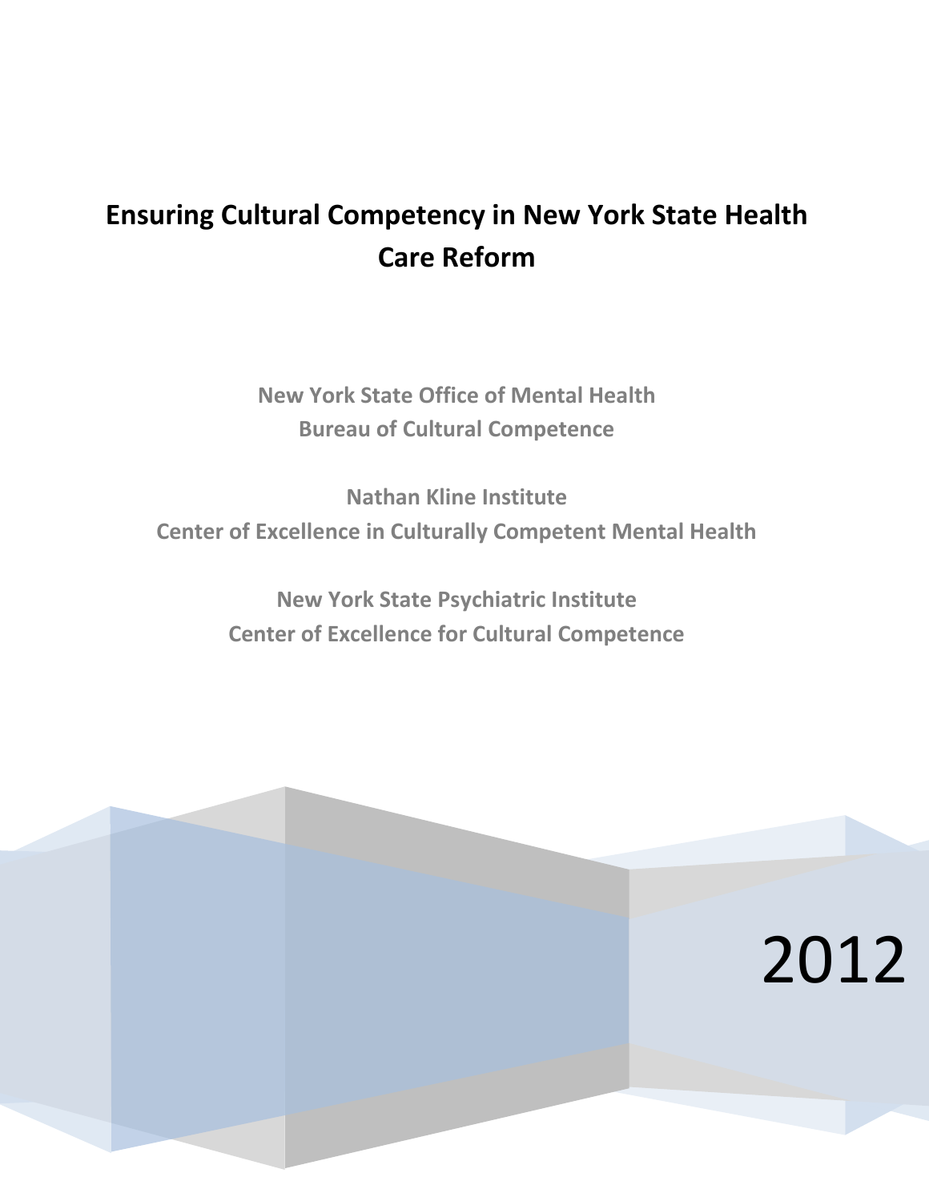# Ensuring Cultural Competency in New York State Health Care Reform

**New York State Office of Mental Health**
**Bureau of Cultural Competence**

**Nathan Kline Institute**
**Center of Excellence in Culturally Competent Mental Health**

**New York State Psychiatric Institute**
**Center of Excellence for Cultural Competence**

2012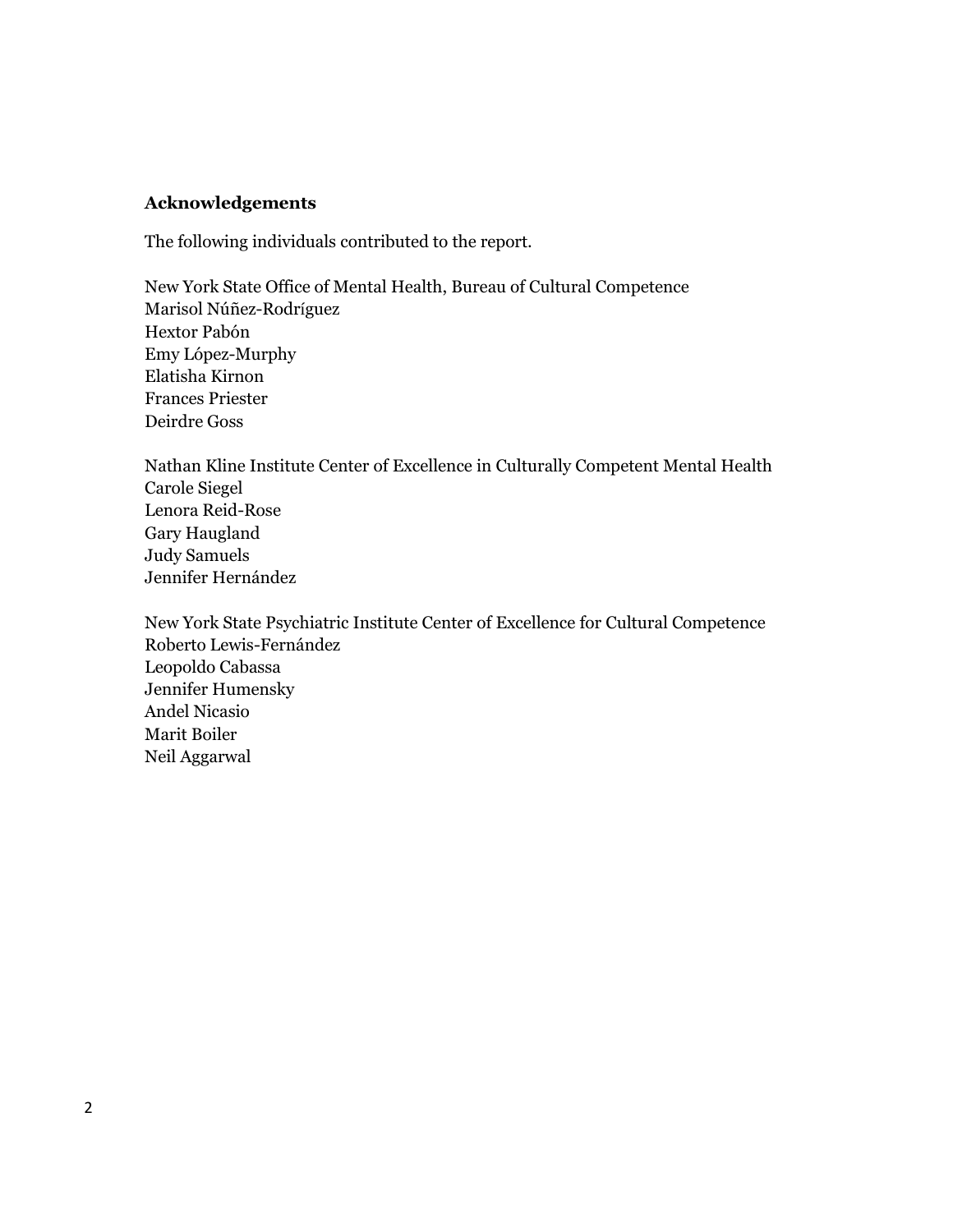## Acknowledgements

The following individuals contributed to the report.

New York State Office of Mental Health, Bureau of Cultural Competence
Marisol Núñez-Rodríguez
Hextor Pabón
Emy López-Murphy
Elatisha Kirnon
Frances Priester
Deirdre Goss

Nathan Kline Institute Center of Excellence in Culturally Competent Mental Health
Carole Siegel
Lenora Reid-Rose
Gary Haugland
Judy Samuels
Jennifer Hernández

New York State Psychiatric Institute Center of Excellence for Cultural Competence
Roberto Lewis-Fernández
Leopoldo Cabassa
Jennifer Humensky
Andel Nicasio
Marit Boiler
Neil Aggarwal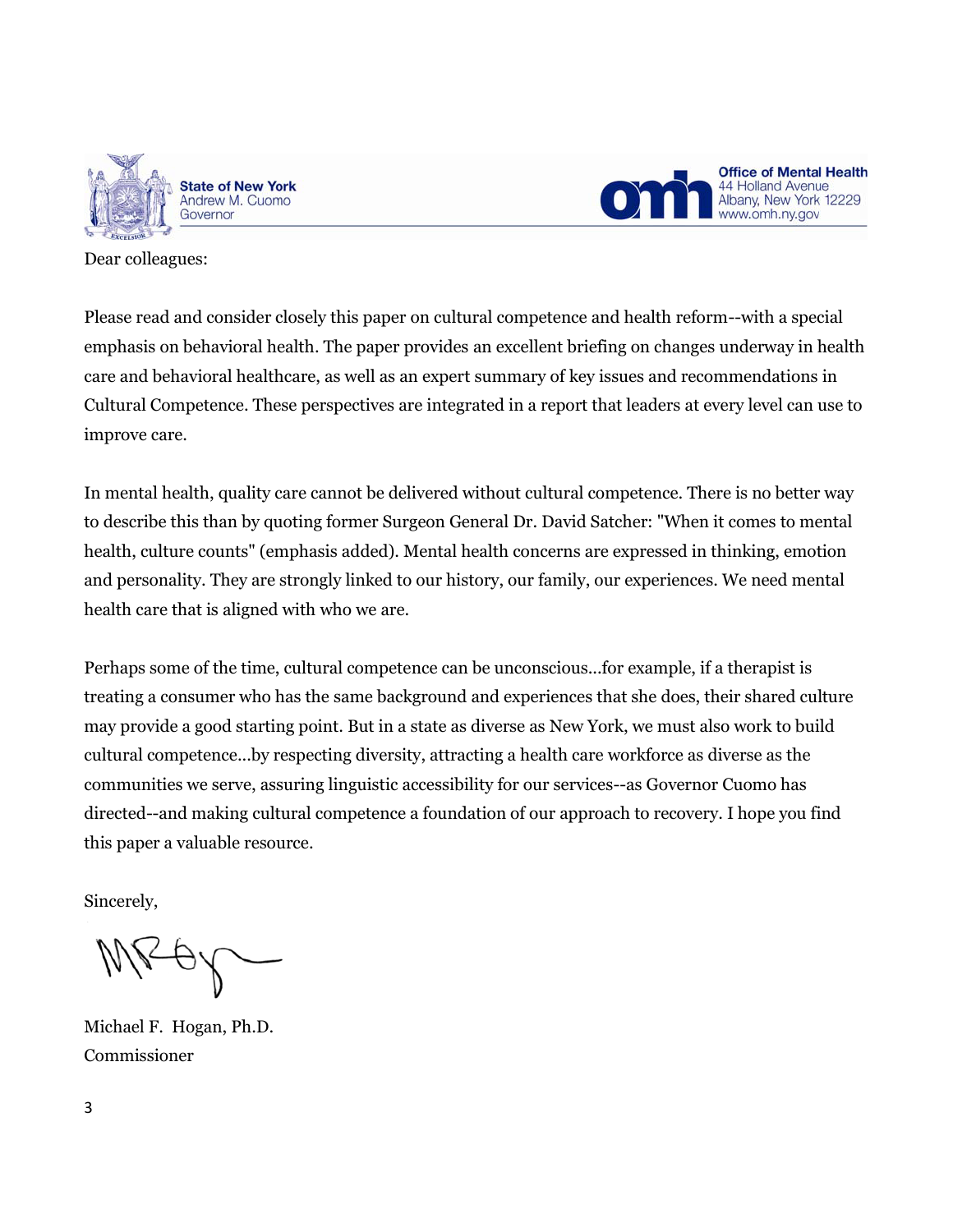State of New York
Andrew M. Cuomo
Governor

Office of Mental Health
44 Holland Avenue
Albany, New York 12229
www.omh.ny.gov

Dear colleagues:

Please read and consider closely this paper on cultural competence and health reform--with a special emphasis on behavioral health. The paper provides an excellent briefing on changes underway in health care and behavioral healthcare, as well as an expert summary of key issues and recommendations in Cultural Competence. These perspectives are integrated in a report that leaders at every level can use to improve care.

In mental health, quality care cannot be delivered without cultural competence. There is no better way to describe this than by quoting former Surgeon General Dr. David Satcher: "When it comes to mental health, culture counts" (emphasis added). Mental health concerns are expressed in thinking, emotion and personality. They are strongly linked to our history, our family, our experiences. We need mental health care that is aligned with who we are.

Perhaps some of the time, cultural competence can be unconscious...for example, if a therapist is treating a consumer who has the same background and experiences that she does, their shared culture may provide a good starting point. But in a state as diverse as New York, we must also work to build cultural competence...by respecting diversity, attracting a health care workforce as diverse as the communities we serve, assuring linguistic accessibility for our services--as Governor Cuomo has directed--and making cultural competence a foundation of our approach to recovery. I hope you find this paper a valuable resource.

Sincerely,

Michael F. Hogan, Ph.D.
Commissioner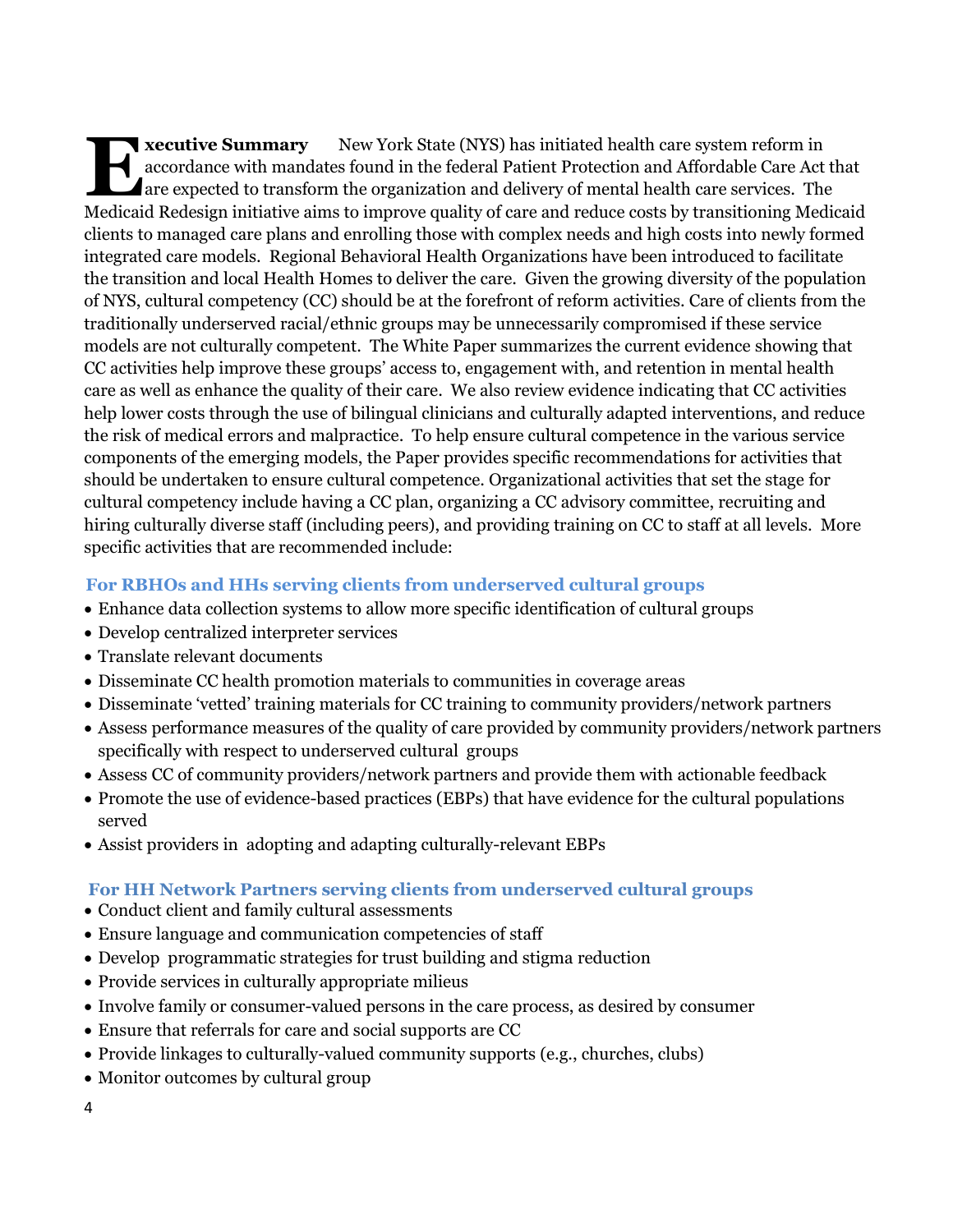**Executive Summary** New York State (NYS) has initiated health care system reform in accordance with mandates found in the federal Patient Protection and Affordable Care Act that are expected to transform the organization and delivery of mental health care services. The Medicaid Redesign initiative aims to improve quality of care and reduce costs by transitioning Medicaid clients to managed care plans and enrolling those with complex needs and high costs into newly formed integrated care models. Regional Behavioral Health Organizations have been introduced to facilitate the transition and local Health Homes to deliver the care. Given the growing diversity of the population of NYS, cultural competency (CC) should be at the forefront of reform activities. Care of clients from the traditionally underserved racial/ethnic groups may be unnecessarily compromised if these service models are not culturally competent. The White Paper summarizes the current evidence showing that CC activities help improve these groups' access to, engagement with, and retention in mental health care as well as enhance the quality of their care. We also review evidence indicating that CC activities help lower costs through the use of bilingual clinicians and culturally adapted interventions, and reduce the risk of medical errors and malpractice. To help ensure cultural competence in the various service components of the emerging models, the Paper provides specific recommendations for activities that should be undertaken to ensure cultural competence. Organizational activities that set the stage for cultural competency include having a CC plan, organizing a CC advisory committee, recruiting and hiring culturally diverse staff (including peers), and providing training on CC to staff at all levels. More specific activities that are recommended include:

### For RBHOs and HHs serving clients from underserved cultural groups

- Enhance data collection systems to allow more specific identification of cultural groups
- Develop centralized interpreter services
- Translate relevant documents
- Disseminate CC health promotion materials to communities in coverage areas
- Disseminate 'vetted' training materials for CC training to community providers/network partners
- Assess performance measures of the quality of care provided by community providers/network partners specifically with respect to underserved cultural groups
- Assess CC of community providers/network partners and provide them with actionable feedback
- Promote the use of evidence-based practices (EBPs) that have evidence for the cultural populations served
- Assist providers in adopting and adapting culturally-relevant EBPs

### For HH Network Partners serving clients from underserved cultural groups

- Conduct client and family cultural assessments
- Ensure language and communication competencies of staff
- Develop programmatic strategies for trust building and stigma reduction
- Provide services in culturally appropriate milieus
- Involve family or consumer-valued persons in the care process, as desired by consumer
- Ensure that referrals for care and social supports are CC
- Provide linkages to culturally-valued community supports (e.g., churches, clubs)
- Monitor outcomes by cultural group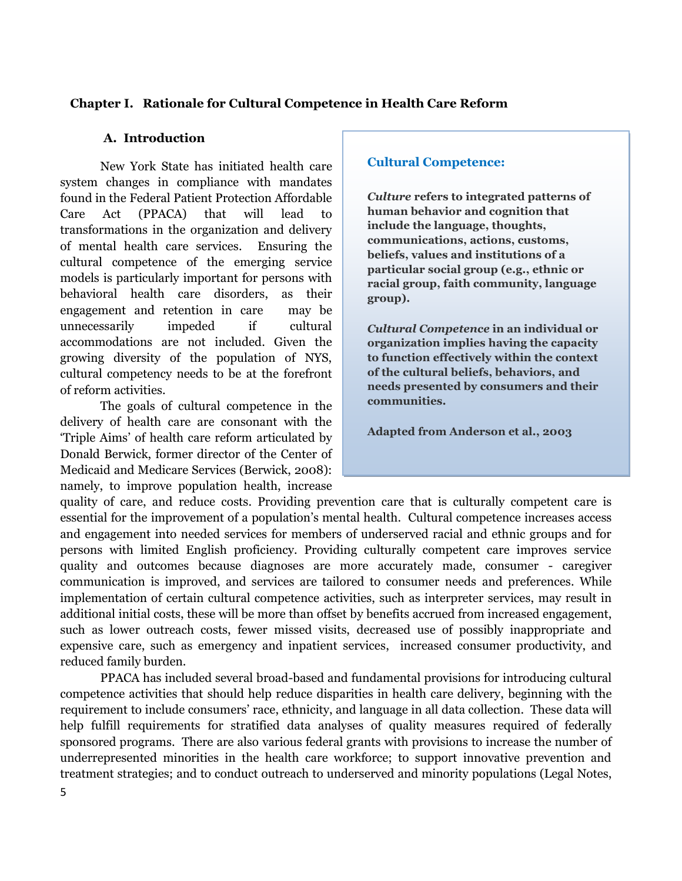## Chapter I. Rationale for Cultural Competence in Health Care Reform

### A. Introduction

New York State has initiated health care system changes in compliance with mandates found in the Federal Patient Protection Affordable Care Act (PPACA) that will lead to transformations in the organization and delivery of mental health care services. Ensuring the cultural competence of the emerging service models is particularly important for persons with behavioral health care disorders, as their engagement and retention in care may be unnecessarily impeded if cultural accommodations are not included. Given the growing diversity of the population of NYS, cultural competency needs to be at the forefront of reform activities.

> **Cultural Competence:**
>
> ***Culture*** **refers to integrated patterns of human behavior and cognition that include the language, thoughts, communications, actions, customs, beliefs, values and institutions of a particular social group (e.g., ethnic or racial group, faith community, language group).**
>
> ***Cultural Competence*** **in an individual or organization implies having the capacity to function effectively within the context of the cultural beliefs, behaviors, and needs presented by consumers and their communities.**
>
> **Adapted from Anderson et al., 2003**

The goals of cultural competence in the delivery of health care are consonant with the 'Triple Aims' of health care reform articulated by Donald Berwick, former director of the Center of Medicaid and Medicare Services (Berwick, 2008): namely, to improve population health, increase quality of care, and reduce costs. Providing prevention care that is culturally competent care is essential for the improvement of a population's mental health. Cultural competence increases access and engagement into needed services for members of underserved racial and ethnic groups and for persons with limited English proficiency. Providing culturally competent care improves service quality and outcomes because diagnoses are more accurately made, consumer - caregiver communication is improved, and services are tailored to consumer needs and preferences. While implementation of certain cultural competence activities, such as interpreter services, may result in additional initial costs, these will be more than offset by benefits accrued from increased engagement, such as lower outreach costs, fewer missed visits, decreased use of possibly inappropriate and expensive care, such as emergency and inpatient services, increased consumer productivity, and reduced family burden.

PPACA has included several broad-based and fundamental provisions for introducing cultural competence activities that should help reduce disparities in health care delivery, beginning with the requirement to include consumers' race, ethnicity, and language in all data collection. These data will help fulfill requirements for stratified data analyses of quality measures required of federally sponsored programs. There are also various federal grants with provisions to increase the number of underrepresented minorities in the health care workforce; to support innovative prevention and treatment strategies; and to conduct outreach to underserved and minority populations (Legal Notes,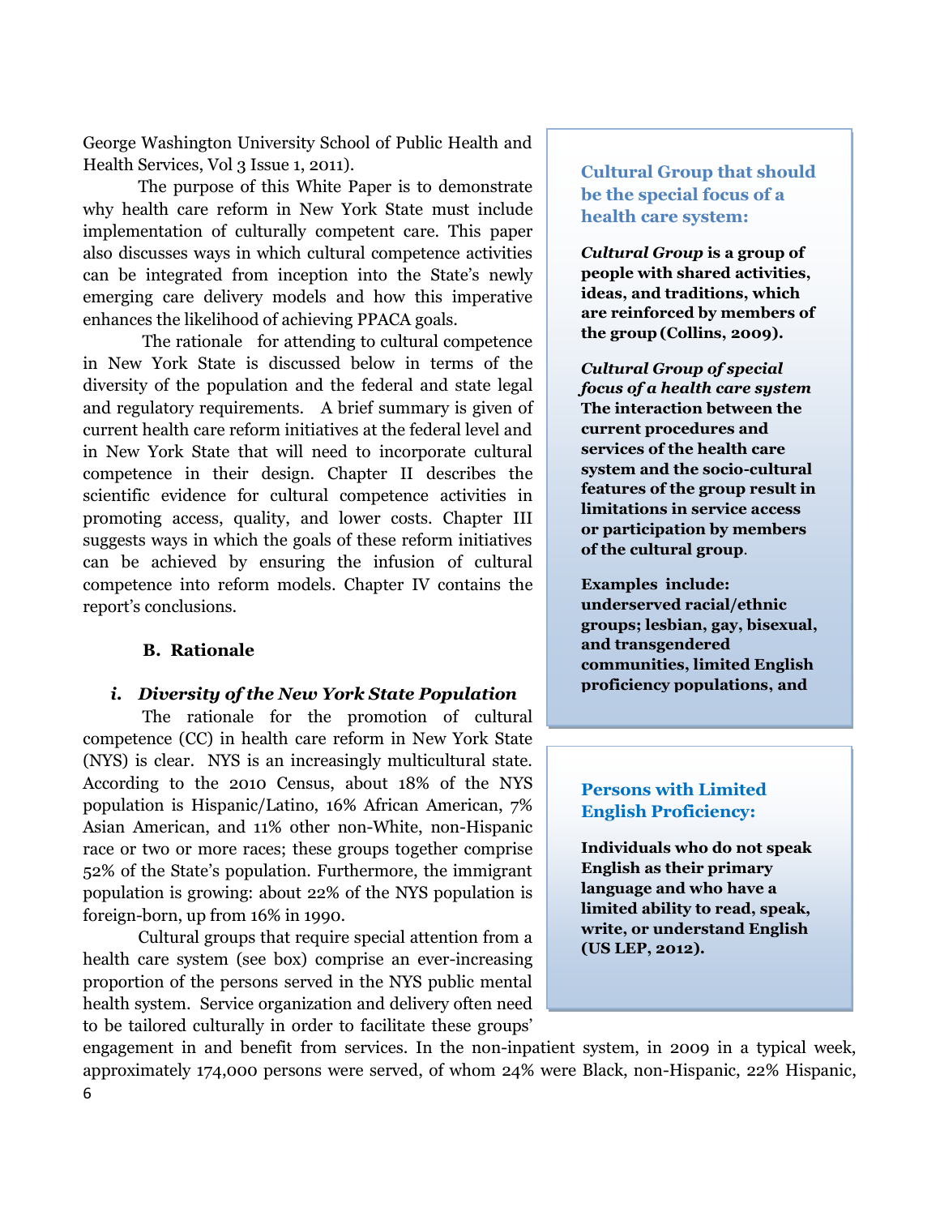George Washington University School of Public Health and Health Services, Vol 3 Issue 1, 2011).

The purpose of this White Paper is to demonstrate why health care reform in New York State must include implementation of culturally competent care. This paper also discusses ways in which cultural competence activities can be integrated from inception into the State's newly emerging care delivery models and how this imperative enhances the likelihood of achieving PPACA goals.

The rationale for attending to cultural competence in New York State is discussed below in terms of the diversity of the population and the federal and state legal and regulatory requirements. A brief summary is given of current health care reform initiatives at the federal level and in New York State that will need to incorporate cultural competence in their design. Chapter II describes the scientific evidence for cultural competence activities in promoting access, quality, and lower costs. Chapter III suggests ways in which the goals of these reform initiatives can be achieved by ensuring the infusion of cultural competence into reform models. Chapter IV contains the report's conclusions.

### B. Rationale

#### *i. Diversity of the New York State Population*

The rationale for the promotion of cultural competence (CC) in health care reform in New York State (NYS) is clear. NYS is an increasingly multicultural state. According to the 2010 Census, about 18% of the NYS population is Hispanic/Latino, 16% African American, 7% Asian American, and 11% other non-White, non-Hispanic race or two or more races; these groups together comprise 52% of the State's population. Furthermore, the immigrant population is growing: about 22% of the NYS population is foreign-born, up from 16% in 1990.

Cultural groups that require special attention from a health care system (see box) comprise an ever-increasing proportion of the persons served in the NYS public mental health system. Service organization and delivery often need to be tailored culturally in order to facilitate these groups' engagement in and benefit from services. In the non-inpatient system, in 2009 in a typical week, approximately 174,000 persons were served, of whom 24% were Black, non-Hispanic, 22% Hispanic,

> **Cultural Group that should be the special focus of a health care system:**
>
> ***Cultural Group*** **is a group of people with shared activities, ideas, and traditions, which are reinforced by members of the group (Collins, 2009).**
>
> ***Cultural Group of special focus of a health care system*** **The interaction between the current procedures and services of the health care system and the socio-cultural features of the group result in limitations in service access or participation by members of the cultural group.**
>
> **Examples include: underserved racial/ethnic groups; lesbian, gay, bisexual, and transgendered communities, limited English proficiency populations, and**

> **Persons with Limited English Proficiency:**
>
> **Individuals who do not speak English as their primary language and who have a limited ability to read, speak, write, or understand English (US LEP, 2012).**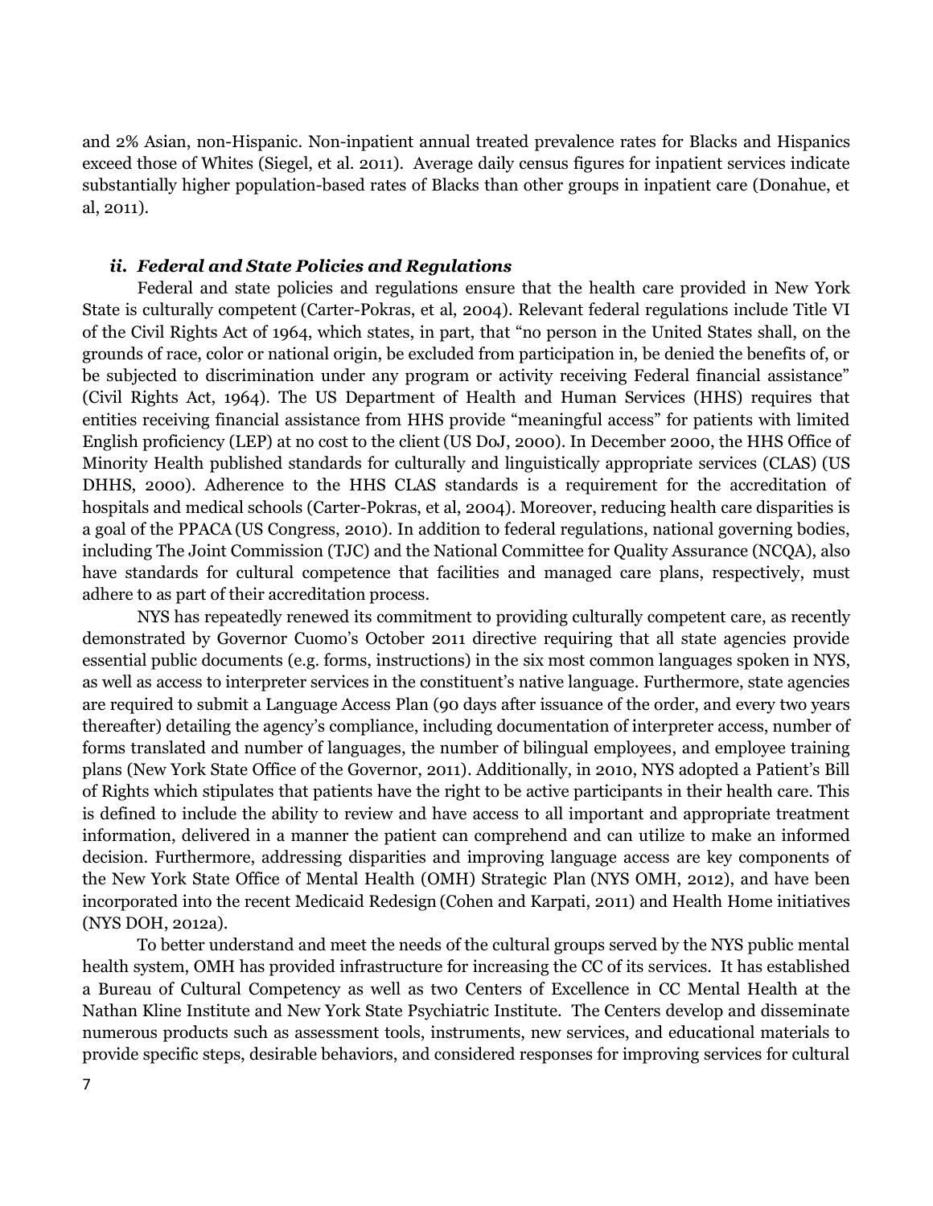and 2% Asian, non-Hispanic. Non-inpatient annual treated prevalence rates for Blacks and Hispanics exceed those of Whites (Siegel, et al. 2011). Average daily census figures for inpatient services indicate substantially higher population-based rates of Blacks than other groups in inpatient care (Donahue, et al, 2011).

### *ii. Federal and State Policies and Regulations*

Federal and state policies and regulations ensure that the health care provided in New York State is culturally competent (Carter-Pokras, et al, 2004). Relevant federal regulations include Title VI of the Civil Rights Act of 1964, which states, in part, that "no person in the United States shall, on the grounds of race, color or national origin, be excluded from participation in, be denied the benefits of, or be subjected to discrimination under any program or activity receiving Federal financial assistance" (Civil Rights Act, 1964). The US Department of Health and Human Services (HHS) requires that entities receiving financial assistance from HHS provide "meaningful access" for patients with limited English proficiency (LEP) at no cost to the client (US DoJ, 2000). In December 2000, the HHS Office of Minority Health published standards for culturally and linguistically appropriate services (CLAS) (US DHHS, 2000). Adherence to the HHS CLAS standards is a requirement for the accreditation of hospitals and medical schools (Carter-Pokras, et al, 2004). Moreover, reducing health care disparities is a goal of the PPACA (US Congress, 2010). In addition to federal regulations, national governing bodies, including The Joint Commission (TJC) and the National Committee for Quality Assurance (NCQA), also have standards for cultural competence that facilities and managed care plans, respectively, must adhere to as part of their accreditation process.

NYS has repeatedly renewed its commitment to providing culturally competent care, as recently demonstrated by Governor Cuomo's October 2011 directive requiring that all state agencies provide essential public documents (e.g. forms, instructions) in the six most common languages spoken in NYS, as well as access to interpreter services in the constituent's native language. Furthermore, state agencies are required to submit a Language Access Plan (90 days after issuance of the order, and every two years thereafter) detailing the agency's compliance, including documentation of interpreter access, number of forms translated and number of languages, the number of bilingual employees, and employee training plans (New York State Office of the Governor, 2011). Additionally, in 2010, NYS adopted a Patient's Bill of Rights which stipulates that patients have the right to be active participants in their health care. This is defined to include the ability to review and have access to all important and appropriate treatment information, delivered in a manner the patient can comprehend and can utilize to make an informed decision. Furthermore, addressing disparities and improving language access are key components of the New York State Office of Mental Health (OMH) Strategic Plan (NYS OMH, 2012), and have been incorporated into the recent Medicaid Redesign (Cohen and Karpati, 2011) and Health Home initiatives (NYS DOH, 2012a).

To better understand and meet the needs of the cultural groups served by the NYS public mental health system, OMH has provided infrastructure for increasing the CC of its services. It has established a Bureau of Cultural Competency as well as two Centers of Excellence in CC Mental Health at the Nathan Kline Institute and New York State Psychiatric Institute. The Centers develop and disseminate numerous products such as assessment tools, instruments, new services, and educational materials to provide specific steps, desirable behaviors, and considered responses for improving services for cultural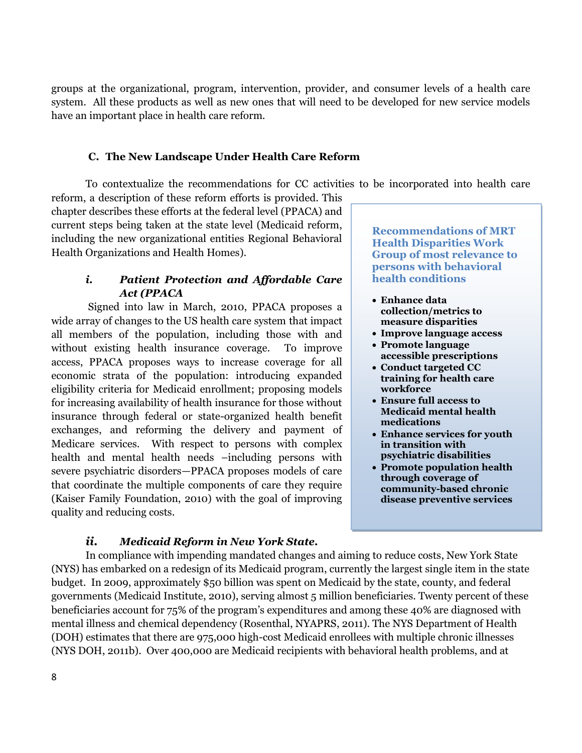groups at the organizational, program, intervention, provider, and consumer levels of a health care system. All these products as well as new ones that will need to be developed for new service models have an important place in health care reform.

### C. The New Landscape Under Health Care Reform

To contextualize the recommendations for CC activities to be incorporated into health care reform, a description of these reform efforts is provided. This chapter describes these efforts at the federal level (PPACA) and current steps being taken at the state level (Medicaid reform, including the new organizational entities Regional Behavioral Health Organizations and Health Homes).

#### *i. Patient Protection and Affordable Care Act (PPACA*

Signed into law in March, 2010, PPACA proposes a wide array of changes to the US health care system that impact all members of the population, including those with and without existing health insurance coverage. To improve access, PPACA proposes ways to increase coverage for all economic strata of the population: introducing expanded eligibility criteria for Medicaid enrollment; proposing models for increasing availability of health insurance for those without insurance through federal or state-organized health benefit exchanges, and reforming the delivery and payment of Medicare services. With respect to persons with complex health and mental health needs –including persons with severe psychiatric disorders—PPACA proposes models of care that coordinate the multiple components of care they require (Kaiser Family Foundation, 2010) with the goal of improving quality and reducing costs.

**Recommendations of MRT Health Disparities Work Group of most relevance to persons with behavioral health conditions**

- **Enhance data collection/metrics to measure disparities**
- **Improve language access**
- **Promote language accessible prescriptions**
- **Conduct targeted CC training for health care workforce**
- **Ensure full access to Medicaid mental health medications**
- **Enhance services for youth in transition with psychiatric disabilities**
- **Promote population health through coverage of community-based chronic disease preventive services**

#### *ii. Medicaid Reform in New York State.*

In compliance with impending mandated changes and aiming to reduce costs, New York State (NYS) has embarked on a redesign of its Medicaid program, currently the largest single item in the state budget. In 2009, approximately $50 billion was spent on Medicaid by the state, county, and federal governments (Medicaid Institute, 2010), serving almost 5 million beneficiaries. Twenty percent of these beneficiaries account for 75% of the program's expenditures and among these 40% are diagnosed with mental illness and chemical dependency (Rosenthal, NYAPRS, 2011). The NYS Department of Health (DOH) estimates that there are 975,000 high-cost Medicaid enrollees with multiple chronic illnesses (NYS DOH, 2011b). Over 400,000 are Medicaid recipients with behavioral health problems, and at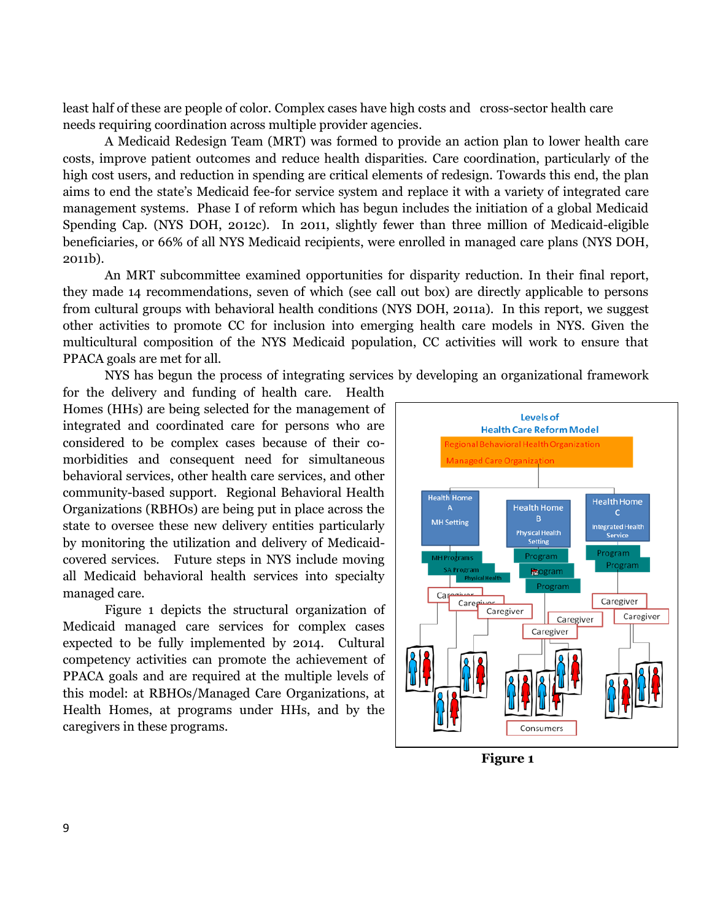least half of these are people of color. Complex cases have high costs and cross-sector health care needs requiring coordination across multiple provider agencies.

A Medicaid Redesign Team (MRT) was formed to provide an action plan to lower health care costs, improve patient outcomes and reduce health disparities. Care coordination, particularly of the high cost users, and reduction in spending are critical elements of redesign. Towards this end, the plan aims to end the state's Medicaid fee-for service system and replace it with a variety of integrated care management systems. Phase I of reform which has begun includes the initiation of a global Medicaid Spending Cap. (NYS DOH, 2012c). In 2011, slightly fewer than three million of Medicaid-eligible beneficiaries, or 66% of all NYS Medicaid recipients, were enrolled in managed care plans (NYS DOH, 2011b).

An MRT subcommittee examined opportunities for disparity reduction. In their final report, they made 14 recommendations, seven of which (see call out box) are directly applicable to persons from cultural groups with behavioral health conditions (NYS DOH, 2011a). In this report, we suggest other activities to promote CC for inclusion into emerging health care models in NYS. Given the multicultural composition of the NYS Medicaid population, CC activities will work to ensure that PPACA goals are met for all.

NYS has begun the process of integrating services by developing an organizational framework for the delivery and funding of health care. Health Homes (HHs) are being selected for the management of integrated and coordinated care for persons who are considered to be complex cases because of their co-morbidities and consequent need for simultaneous behavioral services, other health care services, and other community-based support. Regional Behavioral Health Organizations (RBHOs) are being put in place across the state to oversee these new delivery entities particularly by monitoring the utilization and delivery of Medicaid-covered services. Future steps in NYS include moving all Medicaid behavioral health services into specialty managed care.

Figure 1 depicts the structural organization of Medicaid managed care services for complex cases expected to be fully implemented by 2014. Cultural competency activities can promote the achievement of PPACA goals and are required at the multiple levels of this model: at RBHOs/Managed Care Organizations, at Health Homes, at programs under HHs, and by the caregivers in these programs.

**Figure 1**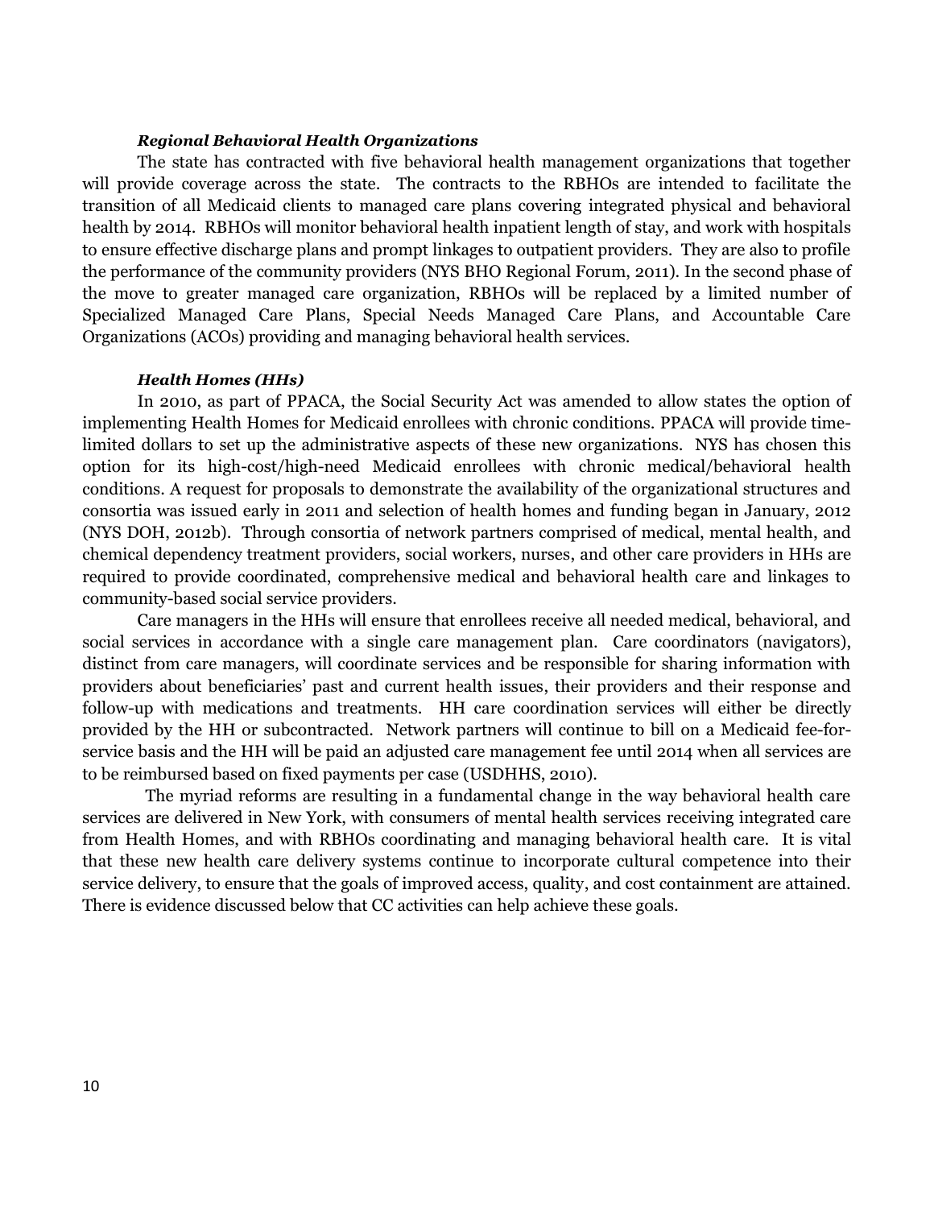***Regional Behavioral Health Organizations***

The state has contracted with five behavioral health management organizations that together will provide coverage across the state. The contracts to the RBHOs are intended to facilitate the transition of all Medicaid clients to managed care plans covering integrated physical and behavioral health by 2014. RBHOs will monitor behavioral health inpatient length of stay, and work with hospitals to ensure effective discharge plans and prompt linkages to outpatient providers. They are also to profile the performance of the community providers (NYS BHO Regional Forum, 2011). In the second phase of the move to greater managed care organization, RBHOs will be replaced by a limited number of Specialized Managed Care Plans, Special Needs Managed Care Plans, and Accountable Care Organizations (ACOs) providing and managing behavioral health services.

***Health Homes (HHs)***

In 2010, as part of PPACA, the Social Security Act was amended to allow states the option of implementing Health Homes for Medicaid enrollees with chronic conditions. PPACA will provide time-limited dollars to set up the administrative aspects of these new organizations. NYS has chosen this option for its high-cost/high-need Medicaid enrollees with chronic medical/behavioral health conditions. A request for proposals to demonstrate the availability of the organizational structures and consortia was issued early in 2011 and selection of health homes and funding began in January, 2012 (NYS DOH, 2012b). Through consortia of network partners comprised of medical, mental health, and chemical dependency treatment providers, social workers, nurses, and other care providers in HHs are required to provide coordinated, comprehensive medical and behavioral health care and linkages to community-based social service providers.

Care managers in the HHs will ensure that enrollees receive all needed medical, behavioral, and social services in accordance with a single care management plan. Care coordinators (navigators), distinct from care managers, will coordinate services and be responsible for sharing information with providers about beneficiaries' past and current health issues, their providers and their response and follow-up with medications and treatments. HH care coordination services will either be directly provided by the HH or subcontracted. Network partners will continue to bill on a Medicaid fee-for-service basis and the HH will be paid an adjusted care management fee until 2014 when all services are to be reimbursed based on fixed payments per case (USDHHS, 2010).

The myriad reforms are resulting in a fundamental change in the way behavioral health care services are delivered in New York, with consumers of mental health services receiving integrated care from Health Homes, and with RBHOs coordinating and managing behavioral health care. It is vital that these new health care delivery systems continue to incorporate cultural competence into their service delivery, to ensure that the goals of improved access, quality, and cost containment are attained. There is evidence discussed below that CC activities can help achieve these goals.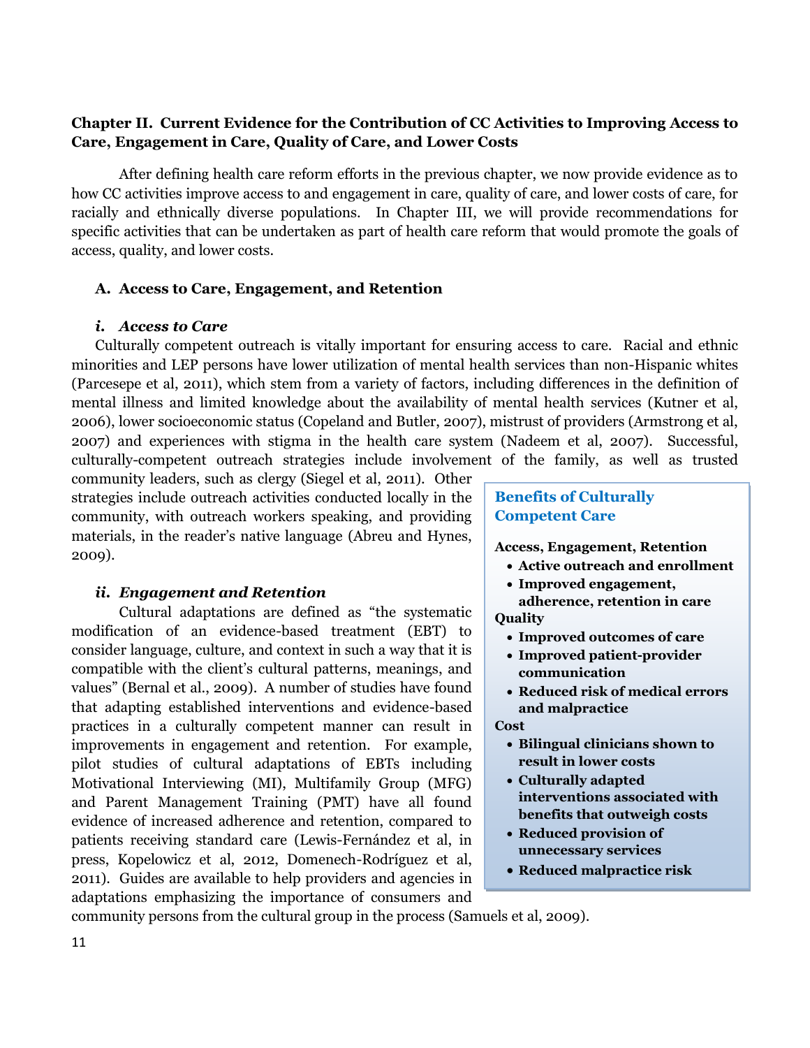## Chapter II. Current Evidence for the Contribution of CC Activities to Improving Access to Care, Engagement in Care, Quality of Care, and Lower Costs

After defining health care reform efforts in the previous chapter, we now provide evidence as to how CC activities improve access to and engagement in care, quality of care, and lower costs of care, for racially and ethnically diverse populations. In Chapter III, we will provide recommendations for specific activities that can be undertaken as part of health care reform that would promote the goals of access, quality, and lower costs.

### A. Access to Care, Engagement, and Retention

#### *i. Access to Care*

Culturally competent outreach is vitally important for ensuring access to care. Racial and ethnic minorities and LEP persons have lower utilization of mental health services than non-Hispanic whites (Parcesepe et al, 2011), which stem from a variety of factors, including differences in the definition of mental illness and limited knowledge about the availability of mental health services (Kutner et al, 2006), lower socioeconomic status (Copeland and Butler, 2007), mistrust of providers (Armstrong et al, 2007) and experiences with stigma in the health care system (Nadeem et al, 2007). Successful, culturally-competent outreach strategies include involvement of the family, as well as trusted community leaders, such as clergy (Siegel et al, 2011). Other strategies include outreach activities conducted locally in the community, with outreach workers speaking, and providing materials, in the reader's native language (Abreu and Hynes, 2009).

#### *ii. Engagement and Retention*

Cultural adaptations are defined as "the systematic modification of an evidence-based treatment (EBT) to consider language, culture, and context in such a way that it is compatible with the client's cultural patterns, meanings, and values" (Bernal et al., 2009). A number of studies have found that adapting established interventions and evidence-based practices in a culturally competent manner can result in improvements in engagement and retention. For example, pilot studies of cultural adaptations of EBTs including Motivational Interviewing (MI), Multifamily Group (MFG) and Parent Management Training (PMT) have all found evidence of increased adherence and retention, compared to patients receiving standard care (Lewis-Fernández et al, in press, Kopelowicz et al, 2012, Domenech-Rodríguez et al, 2011). Guides are available to help providers and agencies in adaptations emphasizing the importance of consumers and community persons from the cultural group in the process (Samuels et al, 2009).

**Benefits of Culturally Competent Care**

**Access, Engagement, Retention**

- **Active outreach and enrollment**
- **Improved engagement, adherence, retention in care**

**Quality**

- **Improved outcomes of care**
- **Improved patient-provider communication**
- **Reduced risk of medical errors and malpractice**

**Cost**

- **Bilingual clinicians shown to result in lower costs**
- **Culturally adapted interventions associated with benefits that outweigh costs**
- **Reduced provision of unnecessary services**
- **Reduced malpractice risk**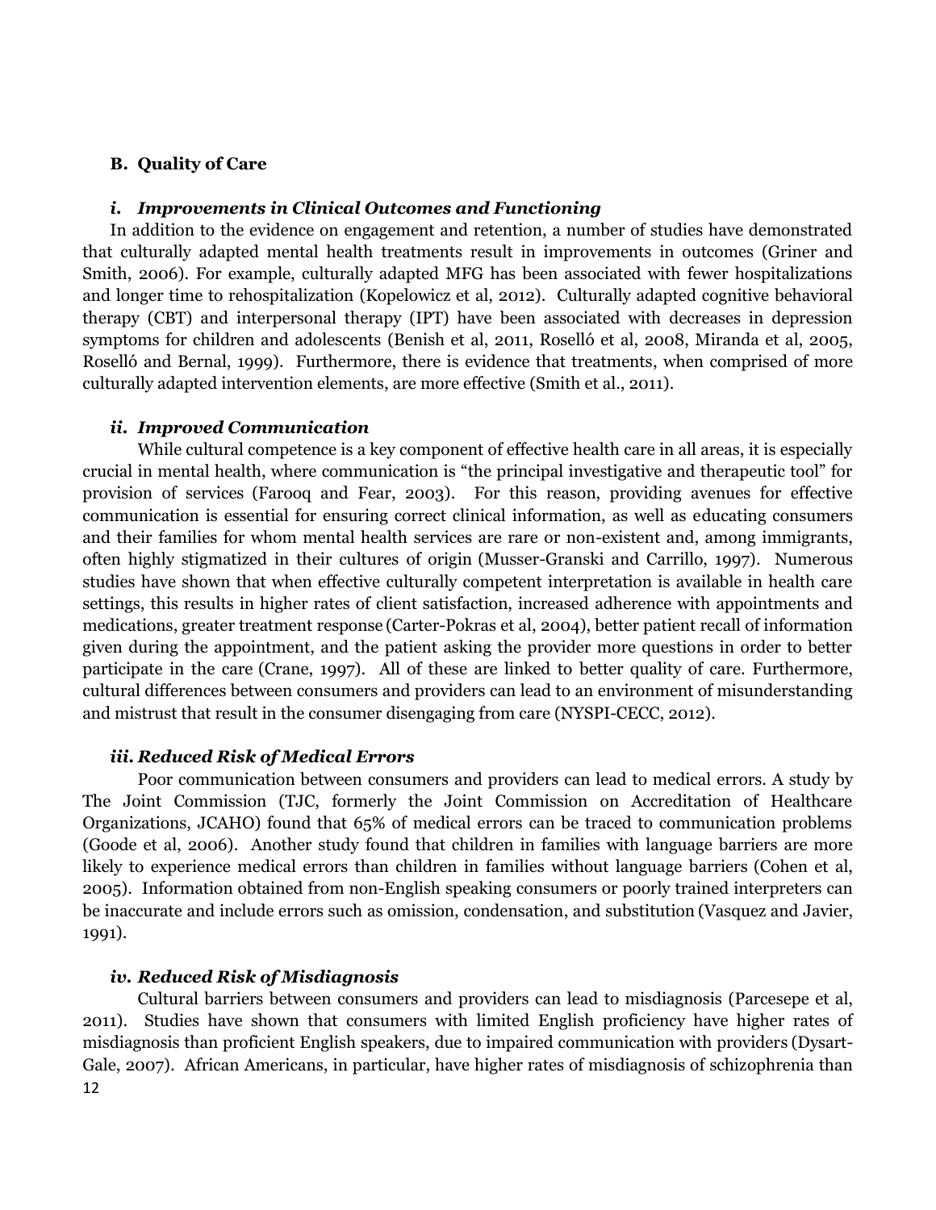### B. Quality of Care

#### *i. Improvements in Clinical Outcomes and Functioning*

In addition to the evidence on engagement and retention, a number of studies have demonstrated that culturally adapted mental health treatments result in improvements in outcomes (Griner and Smith, 2006). For example, culturally adapted MFG has been associated with fewer hospitalizations and longer time to rehospitalization (Kopelowicz et al, 2012). Culturally adapted cognitive behavioral therapy (CBT) and interpersonal therapy (IPT) have been associated with decreases in depression symptoms for children and adolescents (Benish et al, 2011, Roselló et al, 2008, Miranda et al, 2005, Roselló and Bernal, 1999). Furthermore, there is evidence that treatments, when comprised of more culturally adapted intervention elements, are more effective (Smith et al., 2011).

#### *ii. Improved Communication*

While cultural competence is a key component of effective health care in all areas, it is especially crucial in mental health, where communication is "the principal investigative and therapeutic tool" for provision of services (Farooq and Fear, 2003). For this reason, providing avenues for effective communication is essential for ensuring correct clinical information, as well as educating consumers and their families for whom mental health services are rare or non-existent and, among immigrants, often highly stigmatized in their cultures of origin (Musser-Granski and Carrillo, 1997). Numerous studies have shown that when effective culturally competent interpretation is available in health care settings, this results in higher rates of client satisfaction, increased adherence with appointments and medications, greater treatment response (Carter-Pokras et al, 2004), better patient recall of information given during the appointment, and the patient asking the provider more questions in order to better participate in the care (Crane, 1997). All of these are linked to better quality of care. Furthermore, cultural differences between consumers and providers can lead to an environment of misunderstanding and mistrust that result in the consumer disengaging from care (NYSPI-CECC, 2012).

#### *iii. Reduced Risk of Medical Errors*

Poor communication between consumers and providers can lead to medical errors. A study by The Joint Commission (TJC, formerly the Joint Commission on Accreditation of Healthcare Organizations, JCAHO) found that 65% of medical errors can be traced to communication problems (Goode et al, 2006). Another study found that children in families with language barriers are more likely to experience medical errors than children in families without language barriers (Cohen et al, 2005). Information obtained from non-English speaking consumers or poorly trained interpreters can be inaccurate and include errors such as omission, condensation, and substitution (Vasquez and Javier, 1991).

#### *iv. Reduced Risk of Misdiagnosis*

Cultural barriers between consumers and providers can lead to misdiagnosis (Parcesepe et al, 2011). Studies have shown that consumers with limited English proficiency have higher rates of misdiagnosis than proficient English speakers, due to impaired communication with providers (Dysart-Gale, 2007). African Americans, in particular, have higher rates of misdiagnosis of schizophrenia than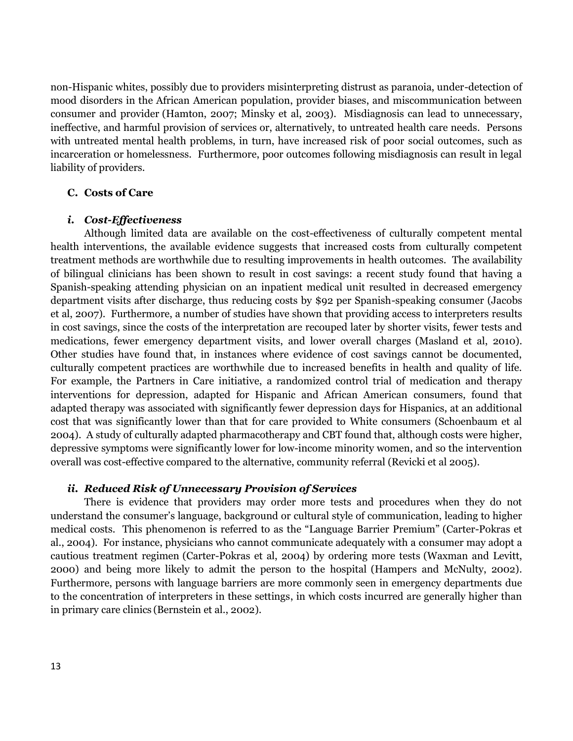non-Hispanic whites, possibly due to providers misinterpreting distrust as paranoia, under-detection of mood disorders in the African American population, provider biases, and miscommunication between consumer and provider (Hamton, 2007; Minsky et al, 2003). Misdiagnosis can lead to unnecessary, ineffective, and harmful provision of services or, alternatively, to untreated health care needs. Persons with untreated mental health problems, in turn, have increased risk of poor social outcomes, such as incarceration or homelessness. Furthermore, poor outcomes following misdiagnosis can result in legal liability of providers.

### C. Costs of Care

#### *i. Cost-Effectiveness*

Although limited data are available on the cost-effectiveness of culturally competent mental health interventions, the available evidence suggests that increased costs from culturally competent treatment methods are worthwhile due to resulting improvements in health outcomes. The availability of bilingual clinicians has been shown to result in cost savings: a recent study found that having a Spanish-speaking attending physician on an inpatient medical unit resulted in decreased emergency department visits after discharge, thus reducing costs by $92 per Spanish-speaking consumer (Jacobs et al, 2007). Furthermore, a number of studies have shown that providing access to interpreters results in cost savings, since the costs of the interpretation are recouped later by shorter visits, fewer tests and medications, fewer emergency department visits, and lower overall charges (Masland et al, 2010). Other studies have found that, in instances where evidence of cost savings cannot be documented, culturally competent practices are worthwhile due to increased benefits in health and quality of life. For example, the Partners in Care initiative, a randomized control trial of medication and therapy interventions for depression, adapted for Hispanic and African American consumers, found that adapted therapy was associated with significantly fewer depression days for Hispanics, at an additional cost that was significantly lower than that for care provided to White consumers (Schoenbaum et al 2004). A study of culturally adapted pharmacotherapy and CBT found that, although costs were higher, depressive symptoms were significantly lower for low-income minority women, and so the intervention overall was cost-effective compared to the alternative, community referral (Revicki et al 2005).

#### *ii. Reduced Risk of Unnecessary Provision of Services*

There is evidence that providers may order more tests and procedures when they do not understand the consumer's language, background or cultural style of communication, leading to higher medical costs. This phenomenon is referred to as the "Language Barrier Premium" (Carter-Pokras et al., 2004). For instance, physicians who cannot communicate adequately with a consumer may adopt a cautious treatment regimen (Carter-Pokras et al, 2004) by ordering more tests (Waxman and Levitt, 2000) and being more likely to admit the person to the hospital (Hampers and McNulty, 2002). Furthermore, persons with language barriers are more commonly seen in emergency departments due to the concentration of interpreters in these settings, in which costs incurred are generally higher than in primary care clinics (Bernstein et al., 2002).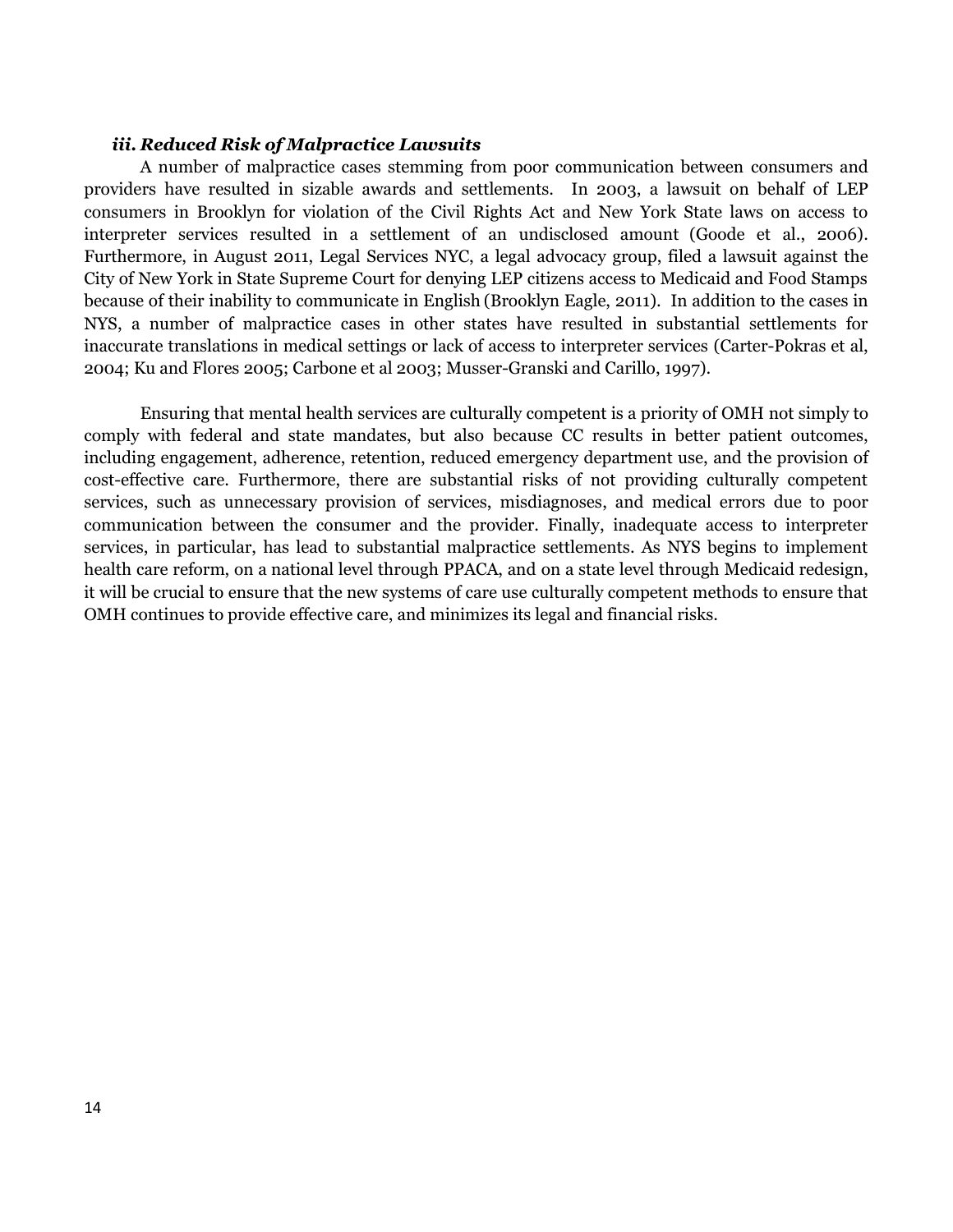### *iii. Reduced Risk of Malpractice Lawsuits*

A number of malpractice cases stemming from poor communication between consumers and providers have resulted in sizable awards and settlements. In 2003, a lawsuit on behalf of LEP consumers in Brooklyn for violation of the Civil Rights Act and New York State laws on access to interpreter services resulted in a settlement of an undisclosed amount (Goode et al., 2006). Furthermore, in August 2011, Legal Services NYC, a legal advocacy group, filed a lawsuit against the City of New York in State Supreme Court for denying LEP citizens access to Medicaid and Food Stamps because of their inability to communicate in English (Brooklyn Eagle, 2011). In addition to the cases in NYS, a number of malpractice cases in other states have resulted in substantial settlements for inaccurate translations in medical settings or lack of access to interpreter services (Carter-Pokras et al, 2004; Ku and Flores 2005; Carbone et al 2003; Musser-Granski and Carillo, 1997).

Ensuring that mental health services are culturally competent is a priority of OMH not simply to comply with federal and state mandates, but also because CC results in better patient outcomes, including engagement, adherence, retention, reduced emergency department use, and the provision of cost-effective care. Furthermore, there are substantial risks of not providing culturally competent services, such as unnecessary provision of services, misdiagnoses, and medical errors due to poor communication between the consumer and the provider. Finally, inadequate access to interpreter services, in particular, has lead to substantial malpractice settlements. As NYS begins to implement health care reform, on a national level through PPACA, and on a state level through Medicaid redesign, it will be crucial to ensure that the new systems of care use culturally competent methods to ensure that OMH continues to provide effective care, and minimizes its legal and financial risks.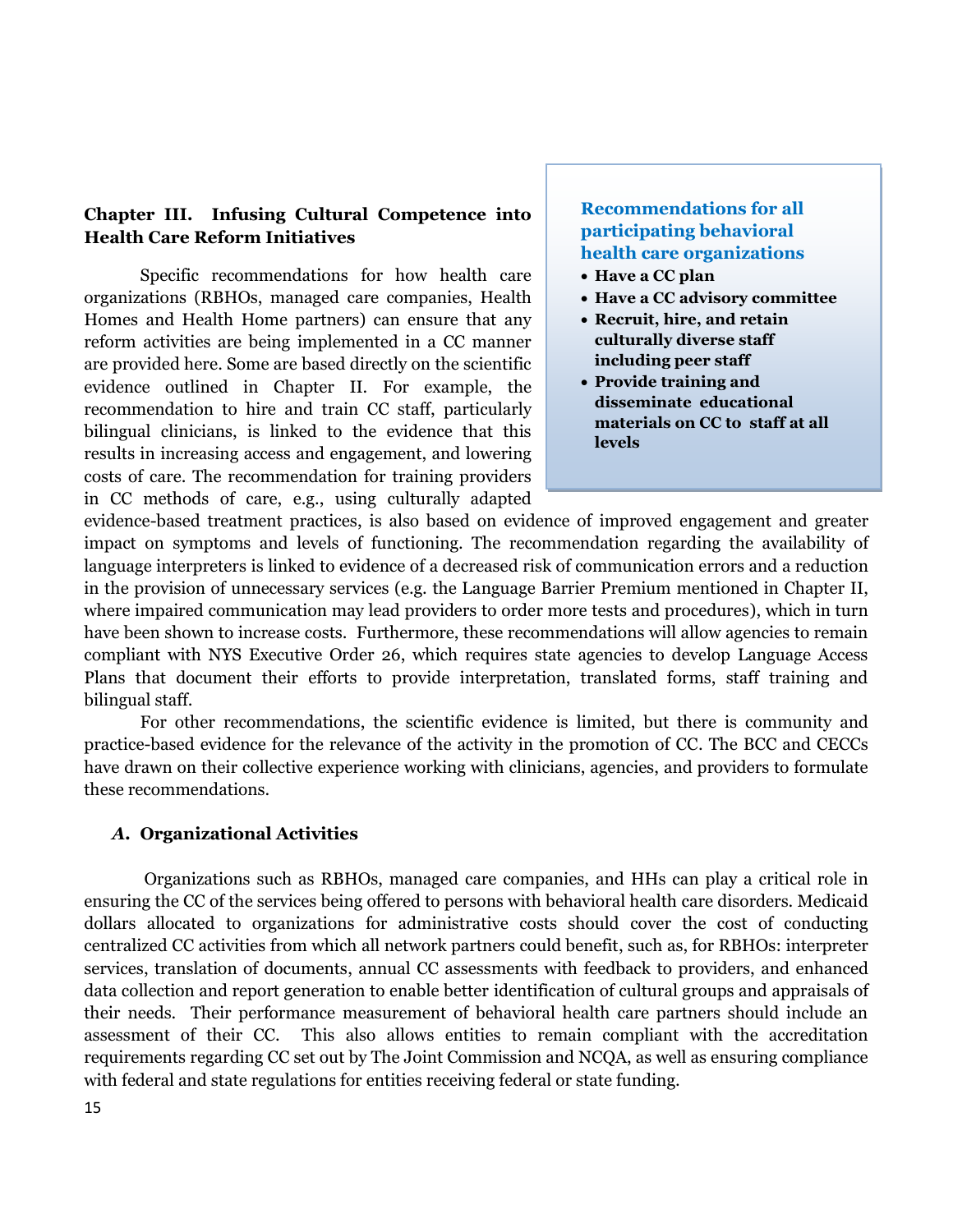## Chapter III. Infusing Cultural Competence into Health Care Reform Initiatives

> **Recommendations for all participating behavioral health care organizations**
>
> - **Have a CC plan**
> - **Have a CC advisory committee**
> - **Recruit, hire, and retain culturally diverse staff including peer staff**
> - **Provide training and disseminate educational materials on CC to staff at all levels**

Specific recommendations for how health care organizations (RBHOs, managed care companies, Health Homes and Health Home partners) can ensure that any reform activities are being implemented in a CC manner are provided here. Some are based directly on the scientific evidence outlined in Chapter II. For example, the recommendation to hire and train CC staff, particularly bilingual clinicians, is linked to the evidence that this results in increasing access and engagement, and lowering costs of care. The recommendation for training providers in CC methods of care, e.g., using culturally adapted evidence-based treatment practices, is also based on evidence of improved engagement and greater impact on symptoms and levels of functioning. The recommendation regarding the availability of language interpreters is linked to evidence of a decreased risk of communication errors and a reduction in the provision of unnecessary services (e.g. the Language Barrier Premium mentioned in Chapter II, where impaired communication may lead providers to order more tests and procedures), which in turn have been shown to increase costs. Furthermore, these recommendations will allow agencies to remain compliant with NYS Executive Order 26, which requires state agencies to develop Language Access Plans that document their efforts to provide interpretation, translated forms, staff training and bilingual staff.

For other recommendations, the scientific evidence is limited, but there is community and practice-based evidence for the relevance of the activity in the promotion of CC. The BCC and CECCs have drawn on their collective experience working with clinicians, agencies, and providers to formulate these recommendations.

### *A.* Organizational Activities

Organizations such as RBHOs, managed care companies, and HHs can play a critical role in ensuring the CC of the services being offered to persons with behavioral health care disorders. Medicaid dollars allocated to organizations for administrative costs should cover the cost of conducting centralized CC activities from which all network partners could benefit, such as, for RBHOs: interpreter services, translation of documents, annual CC assessments with feedback to providers, and enhanced data collection and report generation to enable better identification of cultural groups and appraisals of their needs. Their performance measurement of behavioral health care partners should include an assessment of their CC. This also allows entities to remain compliant with the accreditation requirements regarding CC set out by The Joint Commission and NCQA, as well as ensuring compliance with federal and state regulations for entities receiving federal or state funding.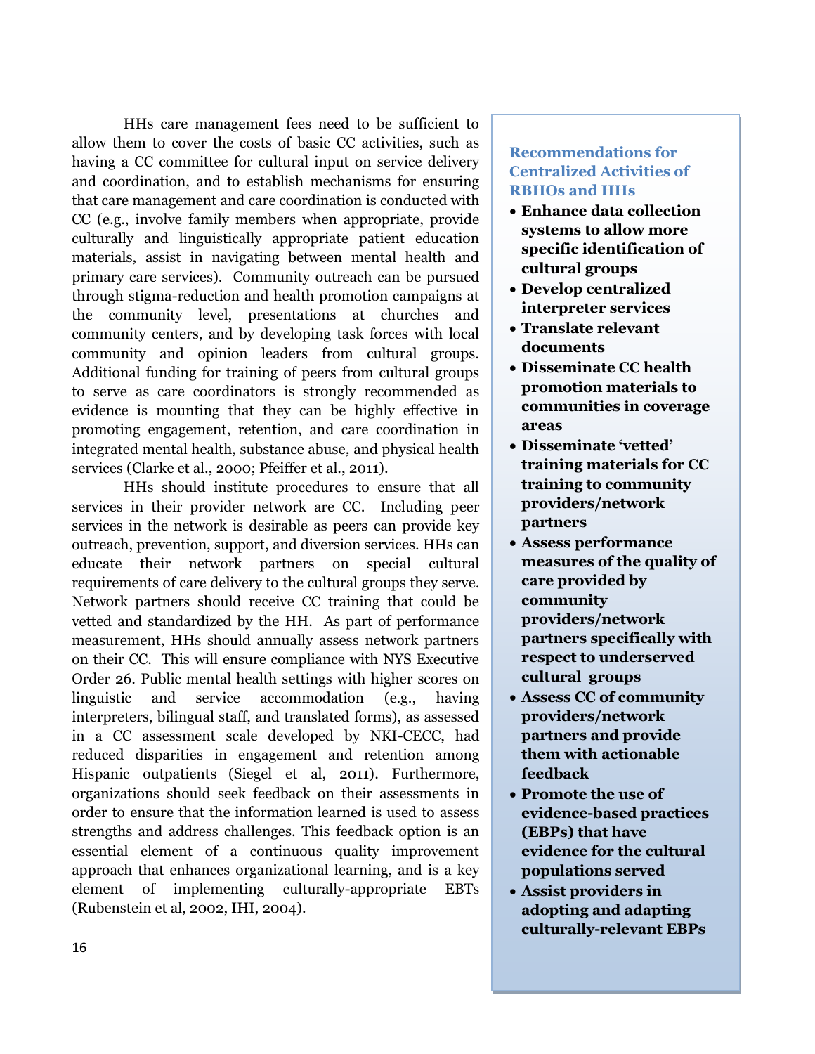HHs care management fees need to be sufficient to allow them to cover the costs of basic CC activities, such as having a CC committee for cultural input on service delivery and coordination, and to establish mechanisms for ensuring that care management and care coordination is conducted with CC (e.g., involve family members when appropriate, provide culturally and linguistically appropriate patient education materials, assist in navigating between mental health and primary care services). Community outreach can be pursued through stigma-reduction and health promotion campaigns at the community level, presentations at churches and community centers, and by developing task forces with local community and opinion leaders from cultural groups. Additional funding for training of peers from cultural groups to serve as care coordinators is strongly recommended as evidence is mounting that they can be highly effective in promoting engagement, retention, and care coordination in integrated mental health, substance abuse, and physical health services (Clarke et al., 2000; Pfeiffer et al., 2011).

HHs should institute procedures to ensure that all services in their provider network are CC. Including peer services in the network is desirable as peers can provide key outreach, prevention, support, and diversion services. HHs can educate their network partners on special cultural requirements of care delivery to the cultural groups they serve. Network partners should receive CC training that could be vetted and standardized by the HH. As part of performance measurement, HHs should annually assess network partners on their CC. This will ensure compliance with NYS Executive Order 26. Public mental health settings with higher scores on linguistic and service accommodation (e.g., having interpreters, bilingual staff, and translated forms), as assessed in a CC assessment scale developed by NKI-CECC, had reduced disparities in engagement and retention among Hispanic outpatients (Siegel et al, 2011). Furthermore, organizations should seek feedback on their assessments in order to ensure that the information learned is used to assess strengths and address challenges. This feedback option is an essential element of a continuous quality improvement approach that enhances organizational learning, and is a key element of implementing culturally-appropriate EBTs (Rubenstein et al, 2002, IHI, 2004).

### Recommendations for Centralized Activities of RBHOs and HHs

- **Enhance data collection systems to allow more specific identification of cultural groups**
- **Develop centralized interpreter services**
- **Translate relevant documents**
- **Disseminate CC health promotion materials to communities in coverage areas**
- **Disseminate 'vetted' training materials for CC training to community providers/network partners**
- **Assess performance measures of the quality of care provided by community providers/network partners specifically with respect to underserved cultural groups**
- **Assess CC of community providers/network partners and provide them with actionable feedback**
- **Promote the use of evidence-based practices (EBPs) that have evidence for the cultural populations served**
- **Assist providers in adopting and adapting culturally-relevant EBPs**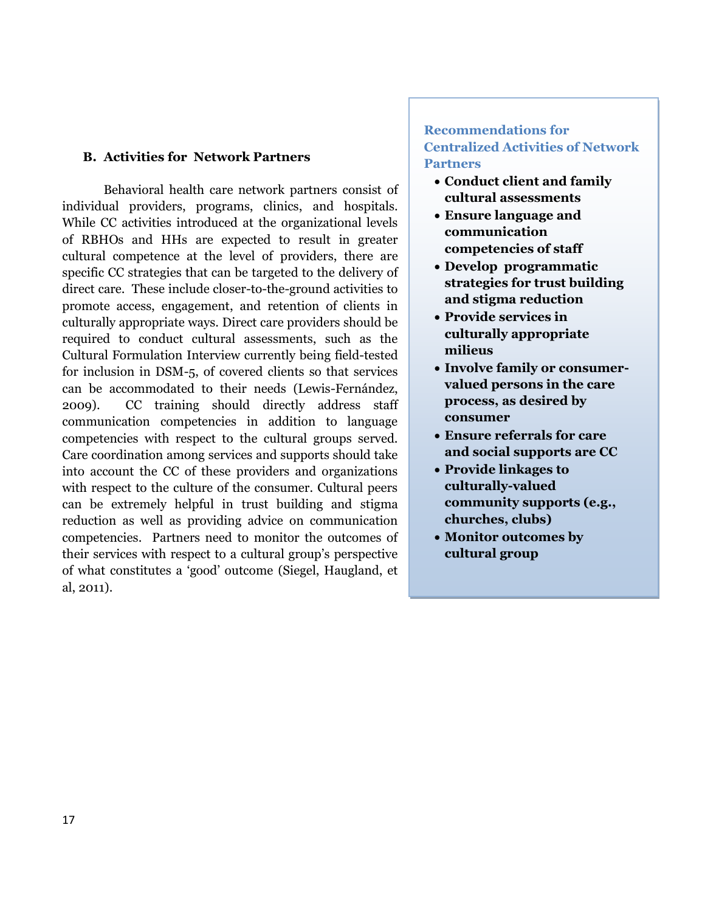### B. Activities for Network Partners

Behavioral health care network partners consist of individual providers, programs, clinics, and hospitals. While CC activities introduced at the organizational levels of RBHOs and HHs are expected to result in greater cultural competence at the level of providers, there are specific CC strategies that can be targeted to the delivery of direct care. These include closer-to-the-ground activities to promote access, engagement, and retention of clients in culturally appropriate ways. Direct care providers should be required to conduct cultural assessments, such as the Cultural Formulation Interview currently being field-tested for inclusion in DSM-5, of covered clients so that services can be accommodated to their needs (Lewis-Fernández, 2009). CC training should directly address staff communication competencies in addition to language competencies with respect to the cultural groups served. Care coordination among services and supports should take into account the CC of these providers and organizations with respect to the culture of the consumer. Cultural peers can be extremely helpful in trust building and stigma reduction as well as providing advice on communication competencies. Partners need to monitor the outcomes of their services with respect to a cultural group's perspective of what constitutes a 'good' outcome (Siegel, Haugland, et al, 2011).

**Recommendations for Centralized Activities of Network Partners**

- **Conduct client and family cultural assessments**
- **Ensure language and communication competencies of staff**
- **Develop programmatic strategies for trust building and stigma reduction**
- **Provide services in culturally appropriate milieus**
- **Involve family or consumer-valued persons in the care process, as desired by consumer**
- **Ensure referrals for care and social supports are CC**
- **Provide linkages to culturally-valued community supports (e.g., churches, clubs)**
- **Monitor outcomes by cultural group**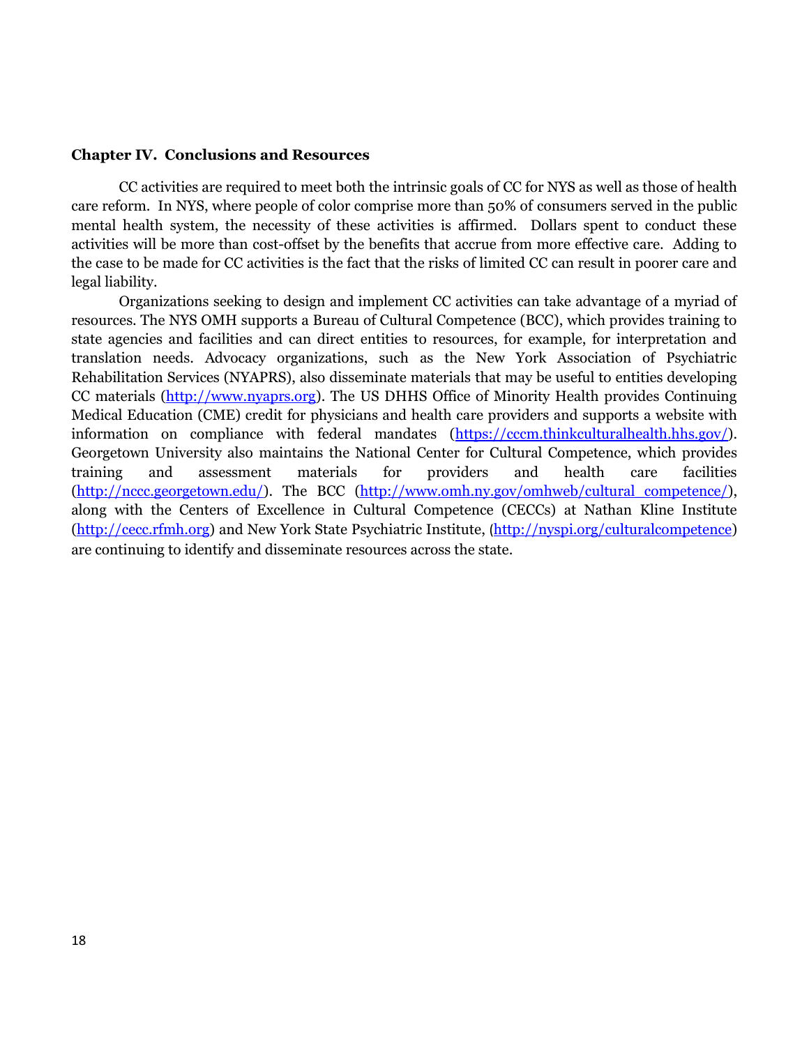**Chapter IV. Conclusions and Resources**

CC activities are required to meet both the intrinsic goals of CC for NYS as well as those of health care reform. In NYS, where people of color comprise more than 50% of consumers served in the public mental health system, the necessity of these activities is affirmed. Dollars spent to conduct these activities will be more than cost-offset by the benefits that accrue from more effective care. Adding to the case to be made for CC activities is the fact that the risks of limited CC can result in poorer care and legal liability.

Organizations seeking to design and implement CC activities can take advantage of a myriad of resources. The NYS OMH supports a Bureau of Cultural Competence (BCC), which provides training to state agencies and facilities and can direct entities to resources, for example, for interpretation and translation needs. Advocacy organizations, such as the New York Association of Psychiatric Rehabilitation Services (NYAPRS), also disseminate materials that may be useful to entities developing CC materials (http://www.nyaprs.org). The US DHHS Office of Minority Health provides Continuing Medical Education (CME) credit for physicians and health care providers and supports a website with information on compliance with federal mandates (https://cccm.thinkculturalhealth.hhs.gov/). Georgetown University also maintains the National Center for Cultural Competence, which provides training and assessment materials for providers and health care facilities (http://nccc.georgetown.edu/). The BCC (http://www.omh.ny.gov/omhweb/cultural_competence/), along with the Centers of Excellence in Cultural Competence (CECCs) at Nathan Kline Institute (http://cecc.rfmh.org) and New York State Psychiatric Institute, (http://nyspi.org/culturalcompetence) are continuing to identify and disseminate resources across the state.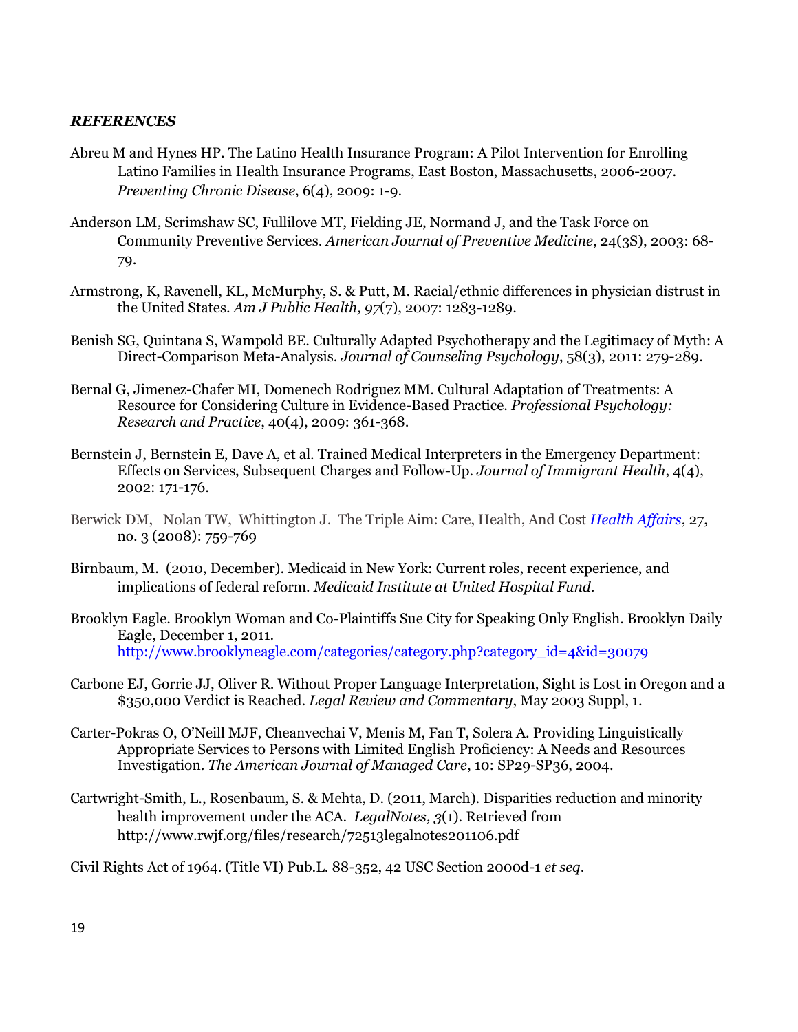***REFERENCES***

Abreu M and Hynes HP. The Latino Health Insurance Program: A Pilot Intervention for Enrolling Latino Families in Health Insurance Programs, East Boston, Massachusetts, 2006-2007. *Preventing Chronic Disease*, 6(4), 2009: 1-9.

Anderson LM, Scrimshaw SC, Fullilove MT, Fielding JE, Normand J, and the Task Force on Community Preventive Services. *American Journal of Preventive Medicine*, 24(3S), 2003: 68-79.

Armstrong, K, Ravenell, KL, McMurphy, S. & Putt, M. Racial/ethnic differences in physician distrust in the United States. *Am J Public Health, 97*(7), 2007: 1283-1289.

Benish SG, Quintana S, Wampold BE. Culturally Adapted Psychotherapy and the Legitimacy of Myth: A Direct-Comparison Meta-Analysis. *Journal of Counseling Psychology*, 58(3), 2011: 279-289.

Bernal G, Jimenez-Chafer MI, Domenech Rodriguez MM. Cultural Adaptation of Treatments: A Resource for Considering Culture in Evidence-Based Practice. *Professional Psychology: Research and Practice*, 40(4), 2009: 361-368.

Bernstein J, Bernstein E, Dave A, et al. Trained Medical Interpreters in the Emergency Department: Effects on Services, Subsequent Charges and Follow-Up. *Journal of Immigrant Health*, 4(4), 2002: 171-176.

Berwick DM, Nolan TW, Whittington J. The Triple Aim: Care, Health, And Cost *Health Affairs*, 27, no. 3 (2008): 759-769

Birnbaum, M. (2010, December). Medicaid in New York: Current roles, recent experience, and implications of federal reform. *Medicaid Institute at United Hospital Fund.*

Brooklyn Eagle. Brooklyn Woman and Co-Plaintiffs Sue City for Speaking Only English. Brooklyn Daily Eagle, December 1, 2011. http://www.brooklyneagle.com/categories/category.php?category_id=4&id=30079

Carbone EJ, Gorrie JJ, Oliver R. Without Proper Language Interpretation, Sight is Lost in Oregon and a $350,000 Verdict is Reached. *Legal Review and Commentary*, May 2003 Suppl, 1.

Carter-Pokras O, O'Neill MJF, Cheanvechai V, Menis M, Fan T, Solera A. Providing Linguistically Appropriate Services to Persons with Limited English Proficiency: A Needs and Resources Investigation. *The American Journal of Managed Care*, 10: SP29-SP36, 2004.

Cartwright-Smith, L., Rosenbaum, S. & Mehta, D. (2011, March). Disparities reduction and minority health improvement under the ACA. *LegalNotes, 3*(1). Retrieved from http://www.rwjf.org/files/research/72513legalnotes201106.pdf

Civil Rights Act of 1964. (Title VI) Pub.L. 88-352, 42 USC Section 2000d-1 *et seq*.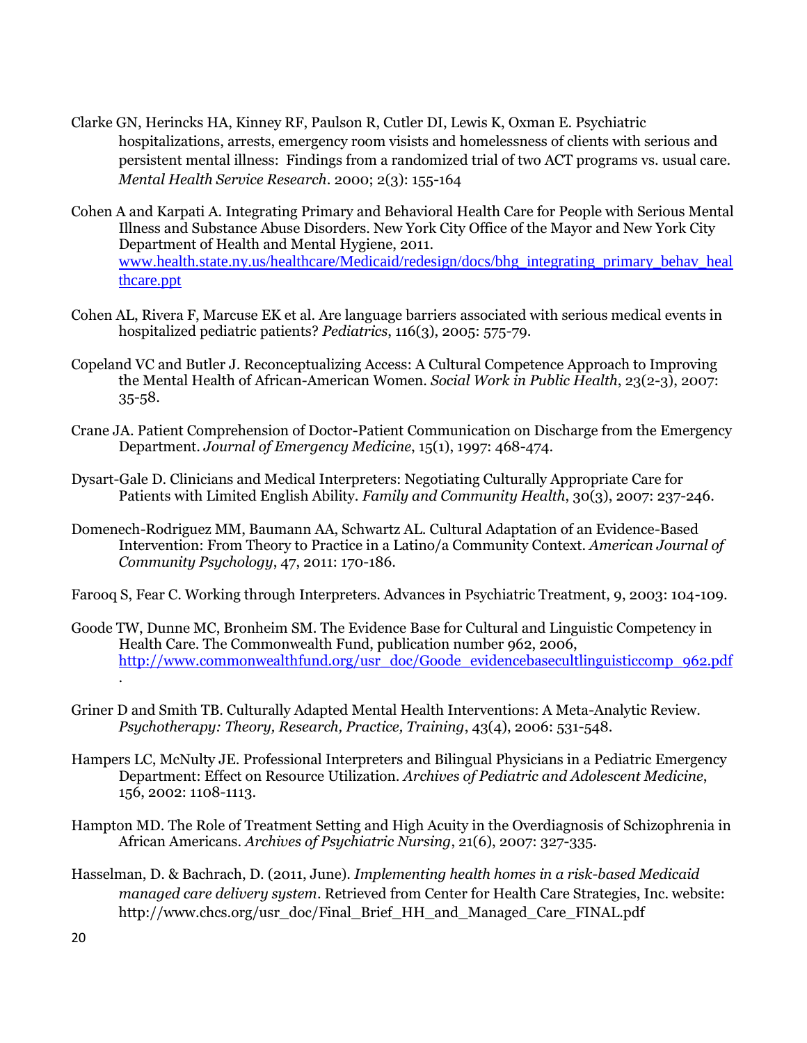Clarke GN, Herincks HA, Kinney RF, Paulson R, Cutler DI, Lewis K, Oxman E. Psychiatric hospitalizations, arrests, emergency room visists and homelessness of clients with serious and persistent mental illness: Findings from a randomized trial of two ACT programs vs. usual care. *Mental Health Service Research*. 2000; 2(3): 155-164

Cohen A and Karpati A. Integrating Primary and Behavioral Health Care for People with Serious Mental Illness and Substance Abuse Disorders. New York City Office of the Mayor and New York City Department of Health and Mental Hygiene, 2011. [www.health.state.ny.us/healthcare/Medicaid/redesign/docs/bhg_integrating_primary_behav_healthcare.ppt](www.health.state.ny.us/healthcare/Medicaid/redesign/docs/bhg_integrating_primary_behav_healthcare.ppt)

Cohen AL, Rivera F, Marcuse EK et al. Are language barriers associated with serious medical events in hospitalized pediatric patients? *Pediatrics*, 116(3), 2005: 575-79.

Copeland VC and Butler J. Reconceptualizing Access: A Cultural Competence Approach to Improving the Mental Health of African-American Women. *Social Work in Public Health*, 23(2-3), 2007: 35-58.

Crane JA. Patient Comprehension of Doctor-Patient Communication on Discharge from the Emergency Department. *Journal of Emergency Medicine*, 15(1), 1997: 468-474.

Dysart-Gale D. Clinicians and Medical Interpreters: Negotiating Culturally Appropriate Care for Patients with Limited English Ability. *Family and Community Health*, 30(3), 2007: 237-246.

Domenech-Rodriguez MM, Baumann AA, Schwartz AL. Cultural Adaptation of an Evidence-Based Intervention: From Theory to Practice in a Latino/a Community Context. *American Journal of Community Psychology*, 47, 2011: 170-186.

Farooq S, Fear C. Working through Interpreters. Advances in Psychiatric Treatment, 9, 2003: 104-109.

Goode TW, Dunne MC, Bronheim SM. The Evidence Base for Cultural and Linguistic Competency in Health Care. The Commonwealth Fund, publication number 962, 2006, [http://www.commonwealthfund.org/usr_doc/Goode_evidencebasecultlinguisticcomp_962.pdf](http://www.commonwealthfund.org/usr_doc/Goode_evidencebasecultlinguisticcomp_962.pdf).

Griner D and Smith TB. Culturally Adapted Mental Health Interventions: A Meta-Analytic Review. *Psychotherapy: Theory, Research, Practice, Training*, 43(4), 2006: 531-548.

Hampers LC, McNulty JE. Professional Interpreters and Bilingual Physicians in a Pediatric Emergency Department: Effect on Resource Utilization. *Archives of Pediatric and Adolescent Medicine*, 156, 2002: 1108-1113.

Hampton MD. The Role of Treatment Setting and High Acuity in the Overdiagnosis of Schizophrenia in African Americans. *Archives of Psychiatric Nursing*, 21(6), 2007: 327-335.

Hasselman, D. & Bachrach, D. (2011, June). *Implementing health homes in a risk-based Medicaid managed care delivery system*. Retrieved from Center for Health Care Strategies, Inc. website: http://www.chcs.org/usr_doc/Final_Brief_HH_and_Managed_Care_FINAL.pdf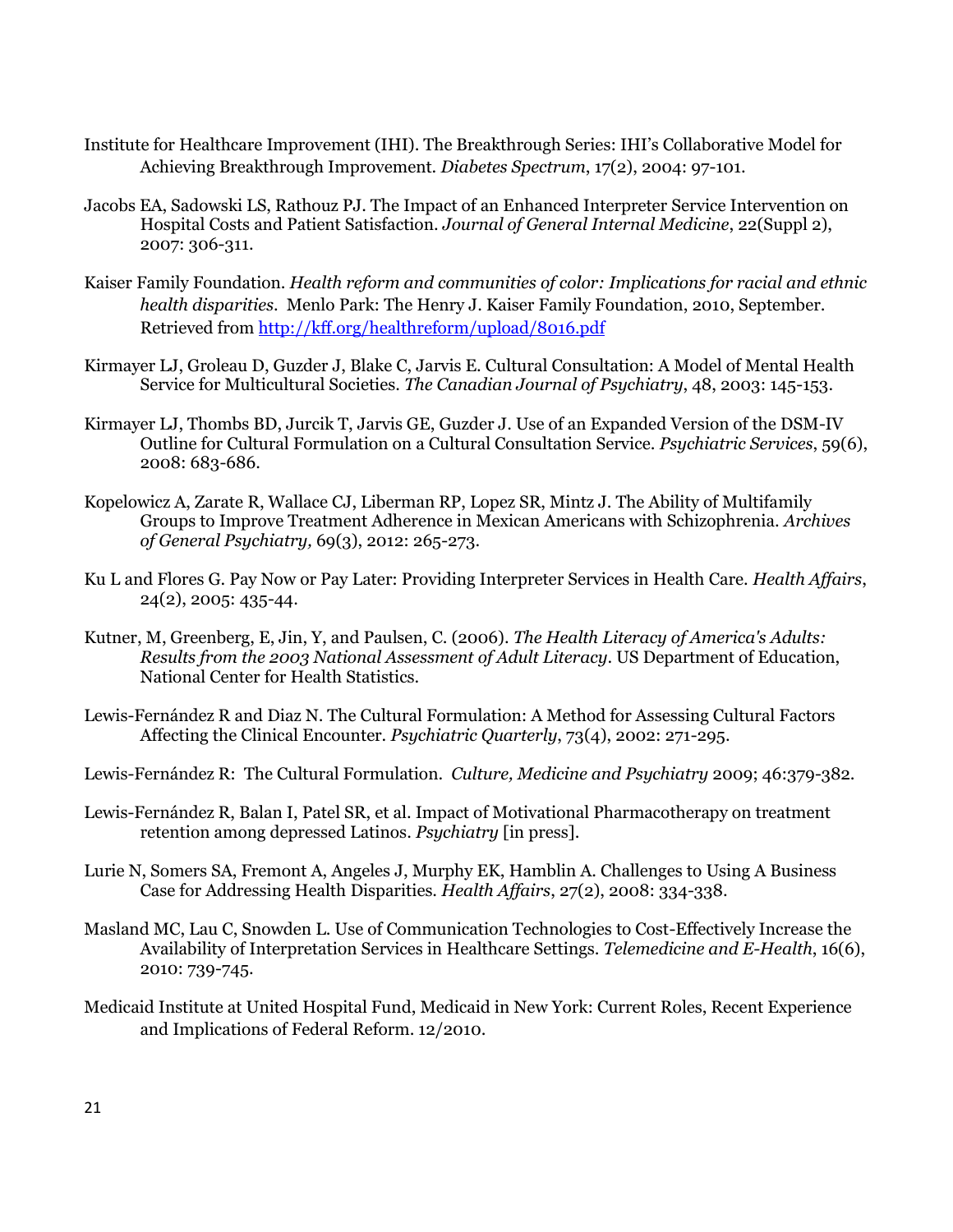Institute for Healthcare Improvement (IHI). The Breakthrough Series: IHI's Collaborative Model for Achieving Breakthrough Improvement. *Diabetes Spectrum*, 17(2), 2004: 97-101.

Jacobs EA, Sadowski LS, Rathouz PJ. The Impact of an Enhanced Interpreter Service Intervention on Hospital Costs and Patient Satisfaction. *Journal of General Internal Medicine*, 22(Suppl 2), 2007: 306-311.

Kaiser Family Foundation. *Health reform and communities of color: Implications for racial and ethnic health disparities*. Menlo Park: The Henry J. Kaiser Family Foundation, 2010, September. Retrieved from http://kff.org/healthreform/upload/8016.pdf

Kirmayer LJ, Groleau D, Guzder J, Blake C, Jarvis E. Cultural Consultation: A Model of Mental Health Service for Multicultural Societies. *The Canadian Journal of Psychiatry*, 48, 2003: 145-153.

Kirmayer LJ, Thombs BD, Jurcik T, Jarvis GE, Guzder J. Use of an Expanded Version of the DSM-IV Outline for Cultural Formulation on a Cultural Consultation Service. *Psychiatric Services*, 59(6), 2008: 683-686.

Kopelowicz A, Zarate R, Wallace CJ, Liberman RP, Lopez SR, Mintz J. The Ability of Multifamily Groups to Improve Treatment Adherence in Mexican Americans with Schizophrenia. *Archives of General Psychiatry,* 69(3), 2012: 265-273.

Ku L and Flores G. Pay Now or Pay Later: Providing Interpreter Services in Health Care. *Health Affairs*, 24(2), 2005: 435-44.

Kutner, M, Greenberg, E, Jin, Y, and Paulsen, C. (2006). *The Health Literacy of America's Adults: Results from the 2003 National Assessment of Adult Literacy*. US Department of Education, National Center for Health Statistics.

Lewis-Fernández R and Diaz N. The Cultural Formulation: A Method for Assessing Cultural Factors Affecting the Clinical Encounter. *Psychiatric Quarterly*, 73(4), 2002: 271-295.

Lewis-Fernández R: The Cultural Formulation. *Culture, Medicine and Psychiatry* 2009; 46:379-382.

Lewis-Fernández R, Balan I, Patel SR, et al. Impact of Motivational Pharmacotherapy on treatment retention among depressed Latinos. *Psychiatry* [in press].

Lurie N, Somers SA, Fremont A, Angeles J, Murphy EK, Hamblin A. Challenges to Using A Business Case for Addressing Health Disparities. *Health Affairs*, 27(2), 2008: 334-338.

Masland MC, Lau C, Snowden L. Use of Communication Technologies to Cost-Effectively Increase the Availability of Interpretation Services in Healthcare Settings. *Telemedicine and E-Health*, 16(6), 2010: 739-745.

Medicaid Institute at United Hospital Fund, Medicaid in New York: Current Roles, Recent Experience and Implications of Federal Reform. 12/2010.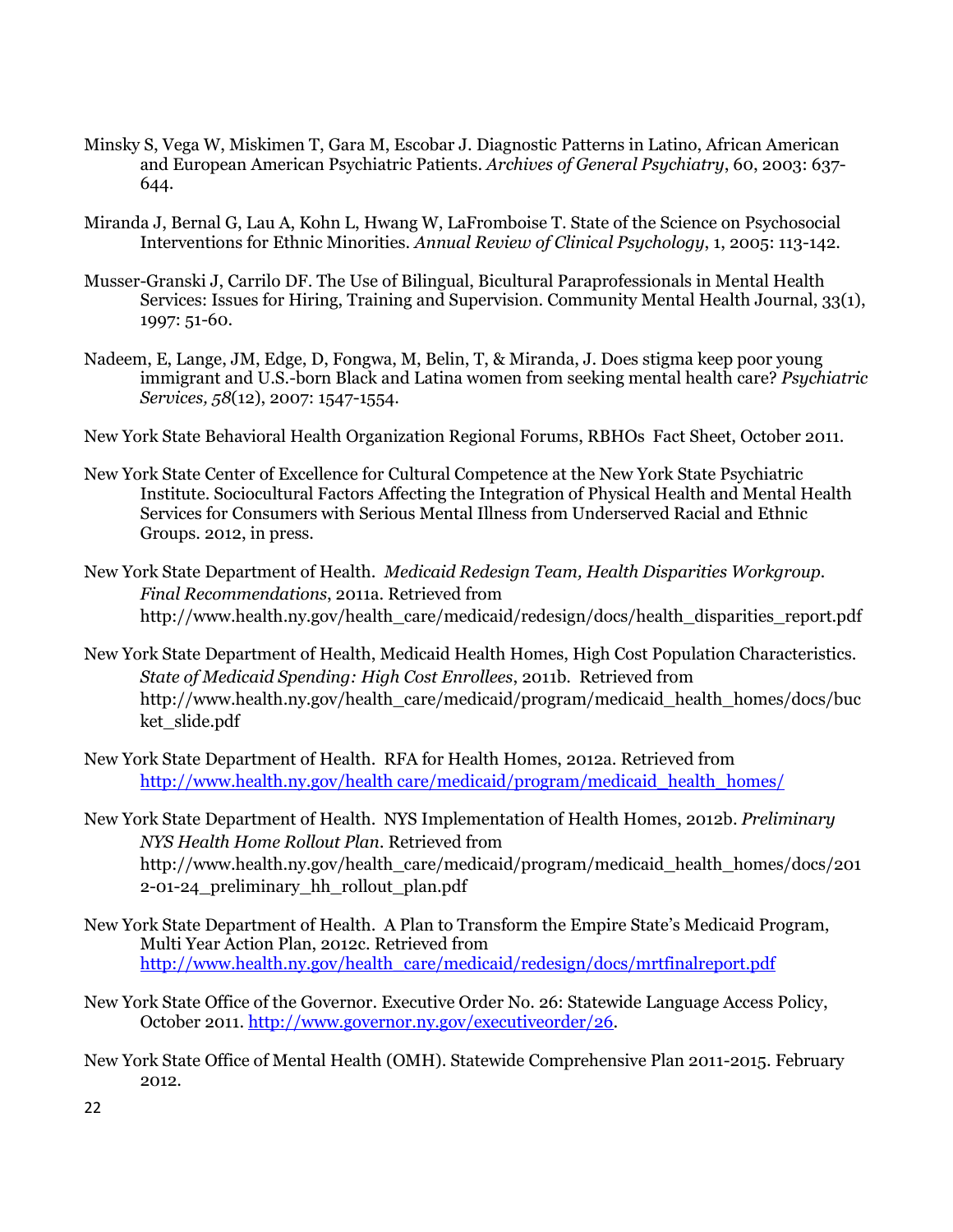Minsky S, Vega W, Miskimen T, Gara M, Escobar J. Diagnostic Patterns in Latino, African American and European American Psychiatric Patients. *Archives of General Psychiatry*, 60, 2003: 637-644.

Miranda J, Bernal G, Lau A, Kohn L, Hwang W, LaFromboise T. State of the Science on Psychosocial Interventions for Ethnic Minorities. *Annual Review of Clinical Psychology*, 1, 2005: 113-142.

Musser-Granski J, Carrilo DF. The Use of Bilingual, Bicultural Paraprofessionals in Mental Health Services: Issues for Hiring, Training and Supervision. Community Mental Health Journal, 33(1), 1997: 51-60.

Nadeem, E, Lange, JM, Edge, D, Fongwa, M, Belin, T, & Miranda, J. Does stigma keep poor young immigrant and U.S.-born Black and Latina women from seeking mental health care? *Psychiatric Services, 58*(12), 2007: 1547-1554.

New York State Behavioral Health Organization Regional Forums, RBHOs Fact Sheet, October 2011.

New York State Center of Excellence for Cultural Competence at the New York State Psychiatric Institute. Sociocultural Factors Affecting the Integration of Physical Health and Mental Health Services for Consumers with Serious Mental Illness from Underserved Racial and Ethnic Groups. 2012, in press.

New York State Department of Health. *Medicaid Redesign Team, Health Disparities Workgroup. Final Recommendations*, 2011a. Retrieved from http://www.health.ny.gov/health_care/medicaid/redesign/docs/health_disparities_report.pdf

New York State Department of Health, Medicaid Health Homes, High Cost Population Characteristics. *State of Medicaid Spending: High Cost Enrollees*, 2011b. Retrieved from http://www.health.ny.gov/health_care/medicaid/program/medicaid_health_homes/docs/bucket_slide.pdf

New York State Department of Health. RFA for Health Homes, 2012a. Retrieved from http://www.health.ny.gov/health care/medicaid/program/medicaid_health_homes/

New York State Department of Health. NYS Implementation of Health Homes, 2012b. *Preliminary NYS Health Home Rollout Plan*. Retrieved from http://www.health.ny.gov/health_care/medicaid/program/medicaid_health_homes/docs/2012-01-24_preliminary_hh_rollout_plan.pdf

New York State Department of Health. A Plan to Transform the Empire State's Medicaid Program, Multi Year Action Plan, 2012c. Retrieved from http://www.health.ny.gov/health_care/medicaid/redesign/docs/mrtfinalreport.pdf

New York State Office of the Governor. Executive Order No. 26: Statewide Language Access Policy, October 2011. http://www.governor.ny.gov/executiveorder/26.

New York State Office of Mental Health (OMH). Statewide Comprehensive Plan 2011-2015. February 2012.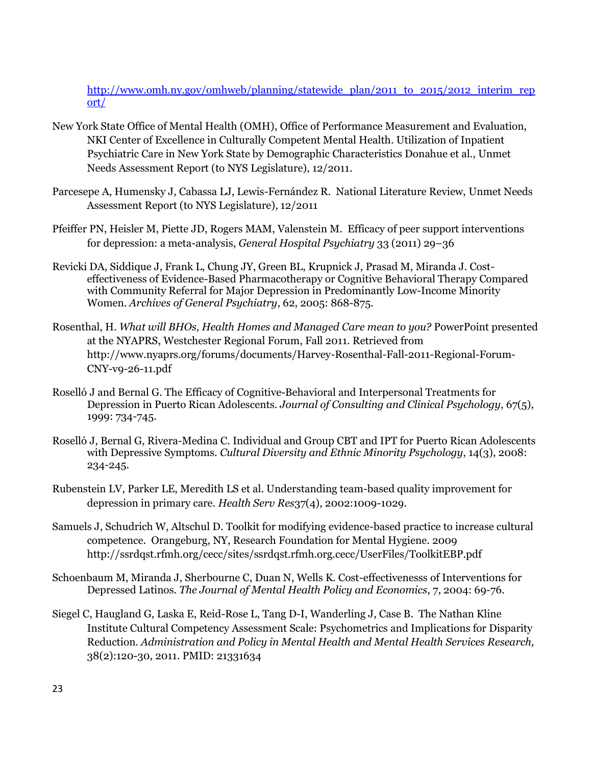http://www.omh.ny.gov/omhweb/planning/statewide_plan/2011_to_2015/2012_interim_report/

New York State Office of Mental Health (OMH), Office of Performance Measurement and Evaluation, NKI Center of Excellence in Culturally Competent Mental Health. Utilization of Inpatient Psychiatric Care in New York State by Demographic Characteristics Donahue et al., Unmet Needs Assessment Report (to NYS Legislature), 12/2011.

Parcesepe A, Humensky J, Cabassa LJ, Lewis-Fernández R. National Literature Review, Unmet Needs Assessment Report (to NYS Legislature), 12/2011

Pfeiffer PN, Heisler M, Piette JD, Rogers MAM, Valenstein M. Efficacy of peer support interventions for depression: a meta-analysis, *General Hospital Psychiatry* 33 (2011) 29–36

Revicki DA, Siddique J, Frank L, Chung JY, Green BL, Krupnick J, Prasad M, Miranda J. Cost-effectiveness of Evidence-Based Pharmacotherapy or Cognitive Behavioral Therapy Compared with Community Referral for Major Depression in Predominantly Low-Income Minority Women. *Archives of General Psychiatry*, 62, 2005: 868-875.

Rosenthal, H. *What will BHOs, Health Homes and Managed Care mean to you?* PowerPoint presented at the NYAPRS, Westchester Regional Forum, Fall 2011. Retrieved from http://www.nyaprs.org/forums/documents/Harvey-Rosenthal-Fall-2011-Regional-Forum-CNY-v9-26-11.pdf

Roselló J and Bernal G. The Efficacy of Cognitive-Behavioral and Interpersonal Treatments for Depression in Puerto Rican Adolescents. *Journal of Consulting and Clinical Psychology*, 67(5), 1999: 734-745.

Roselló J, Bernal G, Rivera-Medina C. Individual and Group CBT and IPT for Puerto Rican Adolescents with Depressive Symptoms. *Cultural Diversity and Ethnic Minority Psychology*, 14(3), 2008: 234-245.

Rubenstein LV, Parker LE, Meredith LS et al. Understanding team-based quality improvement for depression in primary care. *Health Serv Res*37(4), 2002:1009-1029.

Samuels J, Schudrich W, Altschul D. Toolkit for modifying evidence-based practice to increase cultural competence. Orangeburg, NY, Research Foundation for Mental Hygiene. 2009 http://ssrdqst.rfmh.org/cecc/sites/ssrdqst.rfmh.org.cecc/UserFiles/ToolkitEBP.pdf

Schoenbaum M, Miranda J, Sherbourne C, Duan N, Wells K. Cost-effectivenesss of Interventions for Depressed Latinos. *The Journal of Mental Health Policy and Economics*, 7, 2004: 69-76.

Siegel C, Haugland G, Laska E, Reid-Rose L, Tang D-I, Wanderling J, Case B. The Nathan Kline Institute Cultural Competency Assessment Scale: Psychometrics and Implications for Disparity Reduction. *Administration and Policy in Mental Health and Mental Health Services Research,* 38(2):120-30, 2011. PMID: 21331634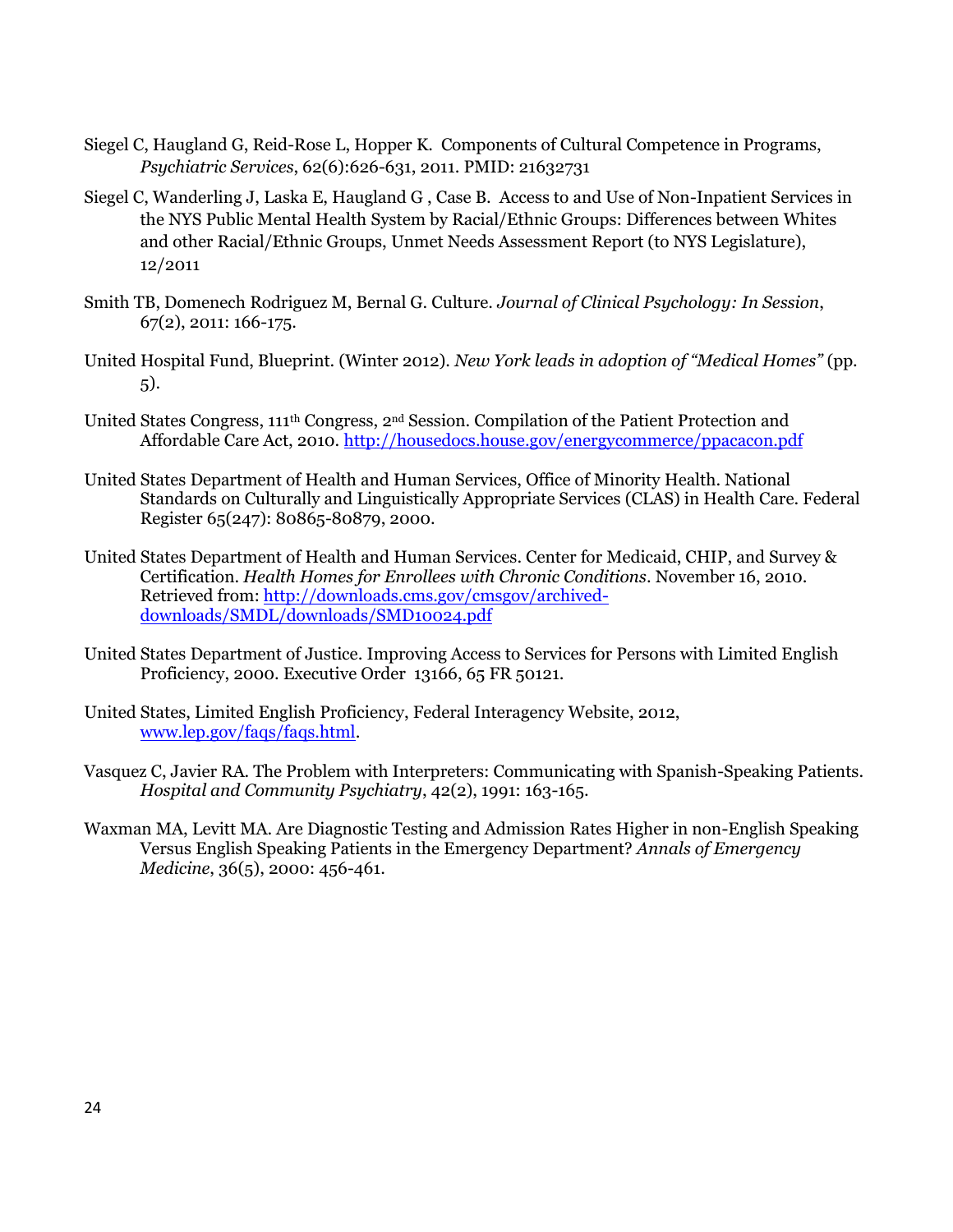Siegel C, Haugland G, Reid-Rose L, Hopper K. Components of Cultural Competence in Programs, *Psychiatric Services*, 62(6):626-631, 2011. PMID: 21632731

Siegel C, Wanderling J, Laska E, Haugland G , Case B. Access to and Use of Non-Inpatient Services in the NYS Public Mental Health System by Racial/Ethnic Groups: Differences between Whites and other Racial/Ethnic Groups, Unmet Needs Assessment Report (to NYS Legislature), 12/2011

Smith TB, Domenech Rodriguez M, Bernal G. Culture. *Journal of Clinical Psychology: In Session*, 67(2), 2011: 166-175.

United Hospital Fund, Blueprint. (Winter 2012). *New York leads in adoption of "Medical Homes"* (pp. 5).

United States Congress, 111th Congress, 2nd Session. Compilation of the Patient Protection and Affordable Care Act, 2010. http://housedocs.house.gov/energycommerce/ppacacon.pdf

United States Department of Health and Human Services, Office of Minority Health. National Standards on Culturally and Linguistically Appropriate Services (CLAS) in Health Care. Federal Register 65(247): 80865-80879, 2000.

United States Department of Health and Human Services. Center for Medicaid, CHIP, and Survey & Certification. *Health Homes for Enrollees with Chronic Conditions*. November 16, 2010. Retrieved from: http://downloads.cms.gov/cmsgov/archived-downloads/SMDL/downloads/SMD10024.pdf

United States Department of Justice. Improving Access to Services for Persons with Limited English Proficiency, 2000. Executive Order 13166, 65 FR 50121.

United States, Limited English Proficiency, Federal Interagency Website, 2012, www.lep.gov/faqs/faqs.html.

Vasquez C, Javier RA. The Problem with Interpreters: Communicating with Spanish-Speaking Patients. *Hospital and Community Psychiatry*, 42(2), 1991: 163-165.

Waxman MA, Levitt MA. Are Diagnostic Testing and Admission Rates Higher in non-English Speaking Versus English Speaking Patients in the Emergency Department? *Annals of Emergency Medicine*, 36(5), 2000: 456-461.